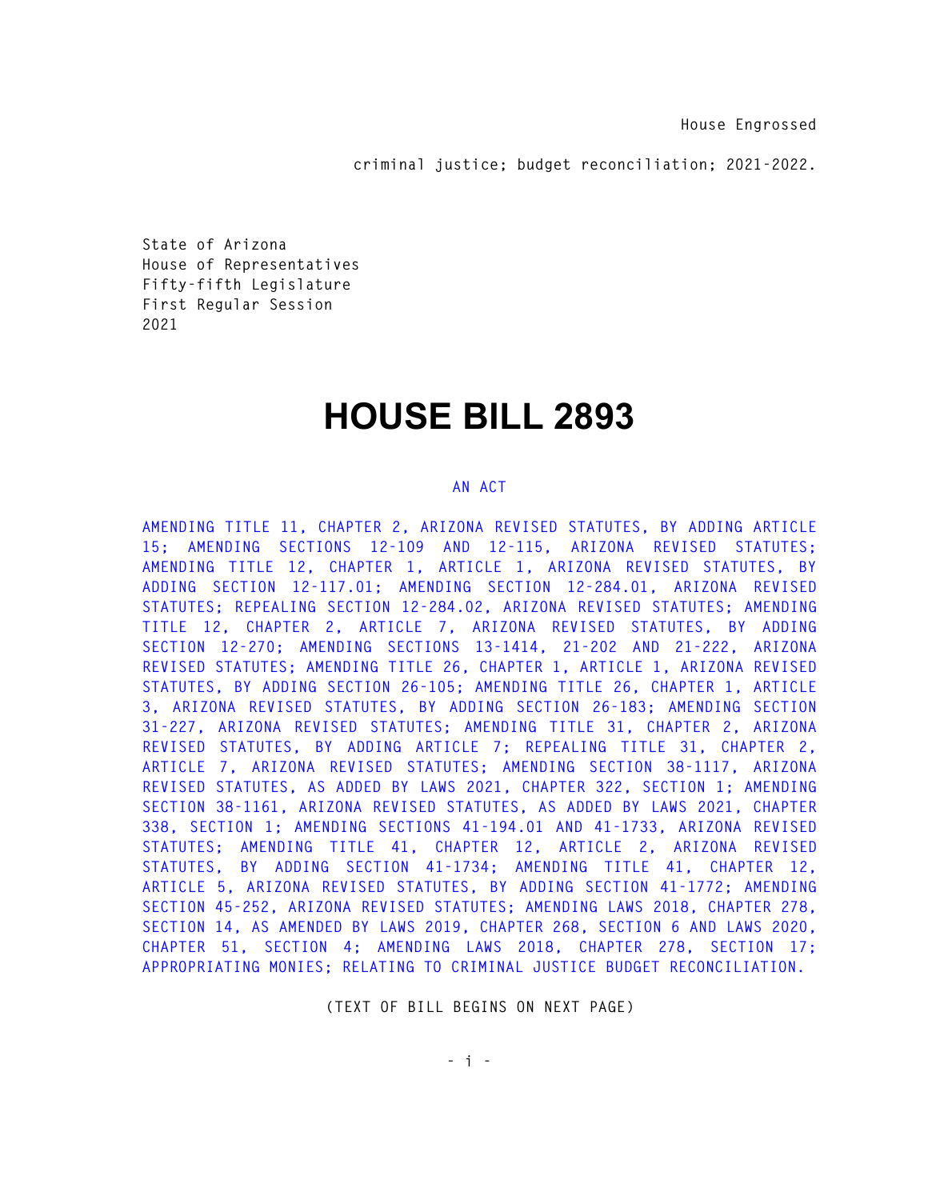House Engrossed

criminal justice; budget reconciliation; 2021-2022.

State of Arizona
House of Representatives
Fifty-fifth Legislature
First Regular Session
2021

# HOUSE BILL 2893

AN ACT

AMENDING TITLE 11, CHAPTER 2, ARIZONA REVISED STATUTES, BY ADDING ARTICLE 15; AMENDING SECTIONS 12-109 AND 12-115, ARIZONA REVISED STATUTES; AMENDING TITLE 12, CHAPTER 1, ARTICLE 1, ARIZONA REVISED STATUTES, BY ADDING SECTION 12-117.01; AMENDING SECTION 12-284.01, ARIZONA REVISED STATUTES; REPEALING SECTION 12-284.02, ARIZONA REVISED STATUTES; AMENDING TITLE 12, CHAPTER 2, ARTICLE 7, ARIZONA REVISED STATUTES, BY ADDING SECTION 12-270; AMENDING SECTIONS 13-1414, 21-202 AND 21-222, ARIZONA REVISED STATUTES; AMENDING TITLE 26, CHAPTER 1, ARTICLE 1, ARIZONA REVISED STATUTES, BY ADDING SECTION 26-105; AMENDING TITLE 26, CHAPTER 1, ARTICLE 3, ARIZONA REVISED STATUTES, BY ADDING SECTION 26-183; AMENDING SECTION 31-227, ARIZONA REVISED STATUTES; AMENDING TITLE 31, CHAPTER 2, ARIZONA REVISED STATUTES, BY ADDING ARTICLE 7; REPEALING TITLE 31, CHAPTER 2, ARTICLE 7, ARIZONA REVISED STATUTES; AMENDING SECTION 38-1117, ARIZONA REVISED STATUTES, AS ADDED BY LAWS 2021, CHAPTER 322, SECTION 1; AMENDING SECTION 38-1161, ARIZONA REVISED STATUTES, AS ADDED BY LAWS 2021, CHAPTER 338, SECTION 1; AMENDING SECTIONS 41-194.01 AND 41-1733, ARIZONA REVISED STATUTES; AMENDING TITLE 41, CHAPTER 12, ARTICLE 2, ARIZONA REVISED STATUTES, BY ADDING SECTION 41-1734; AMENDING TITLE 41, CHAPTER 12, ARTICLE 5, ARIZONA REVISED STATUTES, BY ADDING SECTION 41-1772; AMENDING SECTION 45-252, ARIZONA REVISED STATUTES; AMENDING LAWS 2018, CHAPTER 278, SECTION 14, AS AMENDED BY LAWS 2019, CHAPTER 268, SECTION 6 AND LAWS 2020, CHAPTER 51, SECTION 4; AMENDING LAWS 2018, CHAPTER 278, SECTION 17; APPROPRIATING MONIES; RELATING TO CRIMINAL JUSTICE BUDGET RECONCILIATION.

(TEXT OF BILL BEGINS ON NEXT PAGE)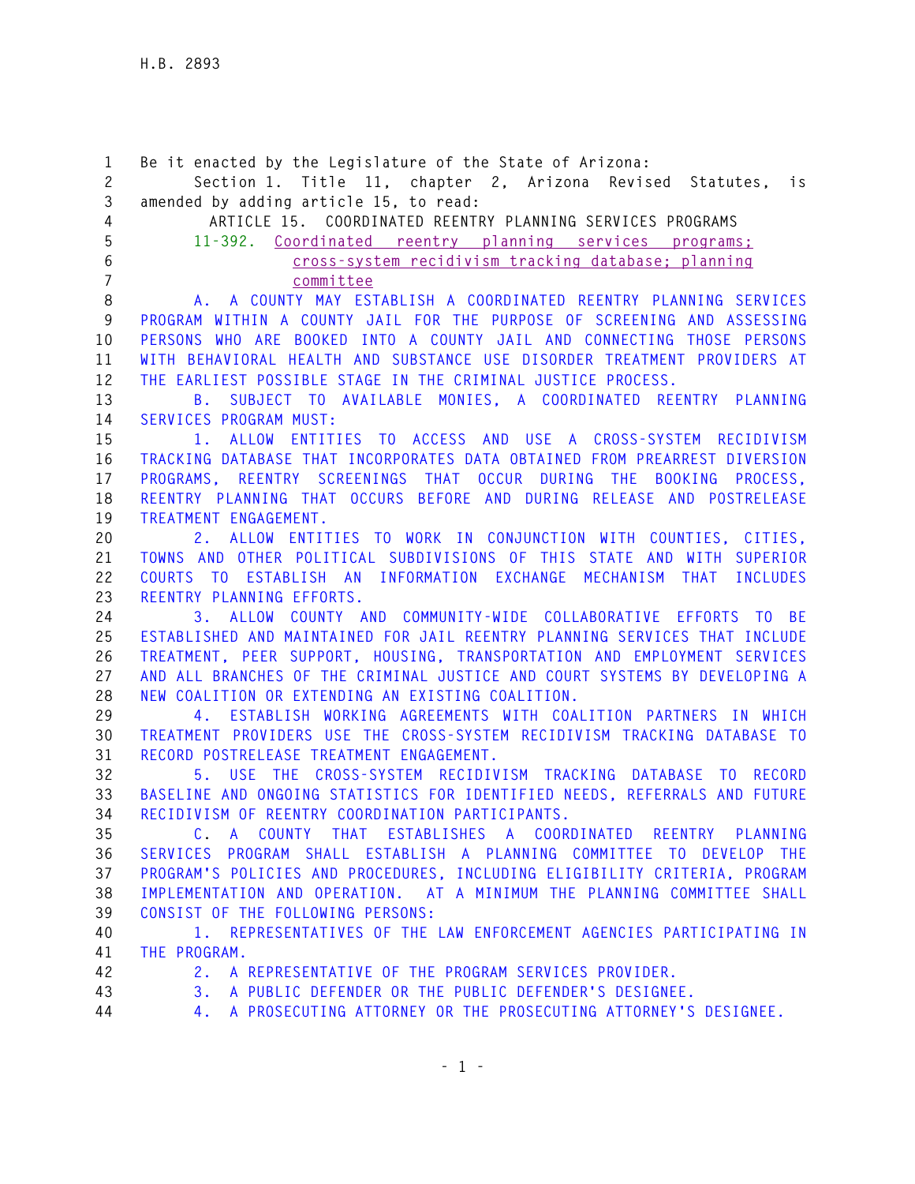Be it enacted by the Legislature of the State of Arizona:

Section 1. Title 11, chapter 2, Arizona Revised Statutes, is amended by adding article 15, to read:

ARTICLE 15. COORDINATED REENTRY PLANNING SERVICES PROGRAMS

11-392. Coordinated reentry planning services programs; cross-system recidivism tracking database; planning committee

A. A COUNTY MAY ESTABLISH A COORDINATED REENTRY PLANNING SERVICES PROGRAM WITHIN A COUNTY JAIL FOR THE PURPOSE OF SCREENING AND ASSESSING PERSONS WHO ARE BOOKED INTO A COUNTY JAIL AND CONNECTING THOSE PERSONS WITH BEHAVIORAL HEALTH AND SUBSTANCE USE DISORDER TREATMENT PROVIDERS AT THE EARLIEST POSSIBLE STAGE IN THE CRIMINAL JUSTICE PROCESS.

B. SUBJECT TO AVAILABLE MONIES, A COORDINATED REENTRY PLANNING SERVICES PROGRAM MUST:

1. ALLOW ENTITIES TO ACCESS AND USE A CROSS-SYSTEM RECIDIVISM TRACKING DATABASE THAT INCORPORATES DATA OBTAINED FROM PREARREST DIVERSION PROGRAMS, REENTRY SCREENINGS THAT OCCUR DURING THE BOOKING PROCESS, REENTRY PLANNING THAT OCCURS BEFORE AND DURING RELEASE AND POSTRELEASE TREATMENT ENGAGEMENT.

2. ALLOW ENTITIES TO WORK IN CONJUNCTION WITH COUNTIES, CITIES, TOWNS AND OTHER POLITICAL SUBDIVISIONS OF THIS STATE AND WITH SUPERIOR COURTS TO ESTABLISH AN INFORMATION EXCHANGE MECHANISM THAT INCLUDES REENTRY PLANNING EFFORTS.

3. ALLOW COUNTY AND COMMUNITY-WIDE COLLABORATIVE EFFORTS TO BE ESTABLISHED AND MAINTAINED FOR JAIL REENTRY PLANNING SERVICES THAT INCLUDE TREATMENT, PEER SUPPORT, HOUSING, TRANSPORTATION AND EMPLOYMENT SERVICES AND ALL BRANCHES OF THE CRIMINAL JUSTICE AND COURT SYSTEMS BY DEVELOPING A NEW COALITION OR EXTENDING AN EXISTING COALITION.

4. ESTABLISH WORKING AGREEMENTS WITH COALITION PARTNERS IN WHICH TREATMENT PROVIDERS USE THE CROSS-SYSTEM RECIDIVISM TRACKING DATABASE TO RECORD POSTRELEASE TREATMENT ENGAGEMENT.

5. USE THE CROSS-SYSTEM RECIDIVISM TRACKING DATABASE TO RECORD BASELINE AND ONGOING STATISTICS FOR IDENTIFIED NEEDS, REFERRALS AND FUTURE RECIDIVISM OF REENTRY COORDINATION PARTICIPANTS.

C. A COUNTY THAT ESTABLISHES A COORDINATED REENTRY PLANNING SERVICES PROGRAM SHALL ESTABLISH A PLANNING COMMITTEE TO DEVELOP THE PROGRAM'S POLICIES AND PROCEDURES, INCLUDING ELIGIBILITY CRITERIA, PROGRAM IMPLEMENTATION AND OPERATION. AT A MINIMUM THE PLANNING COMMITTEE SHALL CONSIST OF THE FOLLOWING PERSONS:

1. REPRESENTATIVES OF THE LAW ENFORCEMENT AGENCIES PARTICIPATING IN THE PROGRAM.

2. A REPRESENTATIVE OF THE PROGRAM SERVICES PROVIDER.

3. A PUBLIC DEFENDER OR THE PUBLIC DEFENDER'S DESIGNEE.

4. A PROSECUTING ATTORNEY OR THE PROSECUTING ATTORNEY'S DESIGNEE.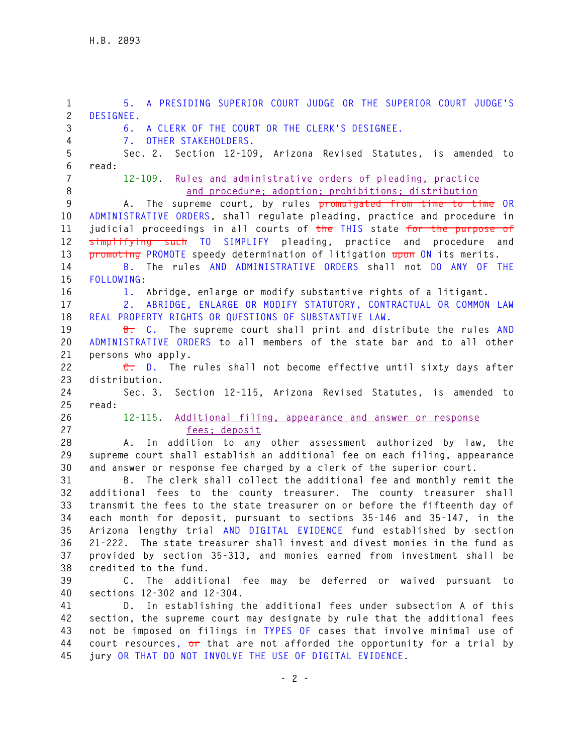5. A PRESIDING SUPERIOR COURT JUDGE OR THE SUPERIOR COURT JUDGE'S DESIGNEE.

6. A CLERK OF THE COURT OR THE CLERK'S DESIGNEE.

7. OTHER STAKEHOLDERS.

Sec. 2. Section 12-109, Arizona Revised Statutes, is amended to read:

12-109. Rules and administrative orders of pleading, practice and procedure; adoption; prohibitions; distribution

A. The supreme court, by rules ~~promulgated from time to time~~ OR ADMINISTRATIVE ORDERS, shall regulate pleading, practice and procedure in judicial proceedings in all courts of ~~the~~ THIS state ~~for the purpose of simplifying such~~ TO SIMPLIFY pleading, practice and procedure and ~~promoting~~ PROMOTE speedy determination of litigation ~~upon~~ ON its merits.

B. The rules AND ADMINISTRATIVE ORDERS shall not DO ANY OF THE FOLLOWING:

1. Abridge, enlarge or modify substantive rights of a litigant.

2. ABRIDGE, ENLARGE OR MODIFY STATUTORY, CONTRACTUAL OR COMMON LAW REAL PROPERTY RIGHTS OR QUESTIONS OF SUBSTANTIVE LAW.

~~B.~~ C. The supreme court shall print and distribute the rules AND ADMINISTRATIVE ORDERS to all members of the state bar and to all other persons who apply.

~~C.~~ D. The rules shall not become effective until sixty days after distribution.

Sec. 3. Section 12-115, Arizona Revised Statutes, is amended to read:

12-115. Additional filing, appearance and answer or response fees; deposit

A. In addition to any other assessment authorized by law, the supreme court shall establish an additional fee on each filing, appearance and answer or response fee charged by a clerk of the superior court.

B. The clerk shall collect the additional fee and monthly remit the additional fees to the county treasurer. The county treasurer shall transmit the fees to the state treasurer on or before the fifteenth day of each month for deposit, pursuant to sections 35-146 and 35-147, in the Arizona lengthy trial AND DIGITAL EVIDENCE fund established by section 21-222. The state treasurer shall invest and divest monies in the fund as provided by section 35-313, and monies earned from investment shall be credited to the fund.

C. The additional fee may be deferred or waived pursuant to sections 12-302 and 12-304.

D. In establishing the additional fees under subsection A of this section, the supreme court may designate by rule that the additional fees not be imposed on filings in TYPES OF cases that involve minimal use of court resources, ~~or~~ that are not afforded the opportunity for a trial by jury OR THAT DO NOT INVOLVE THE USE OF DIGITAL EVIDENCE.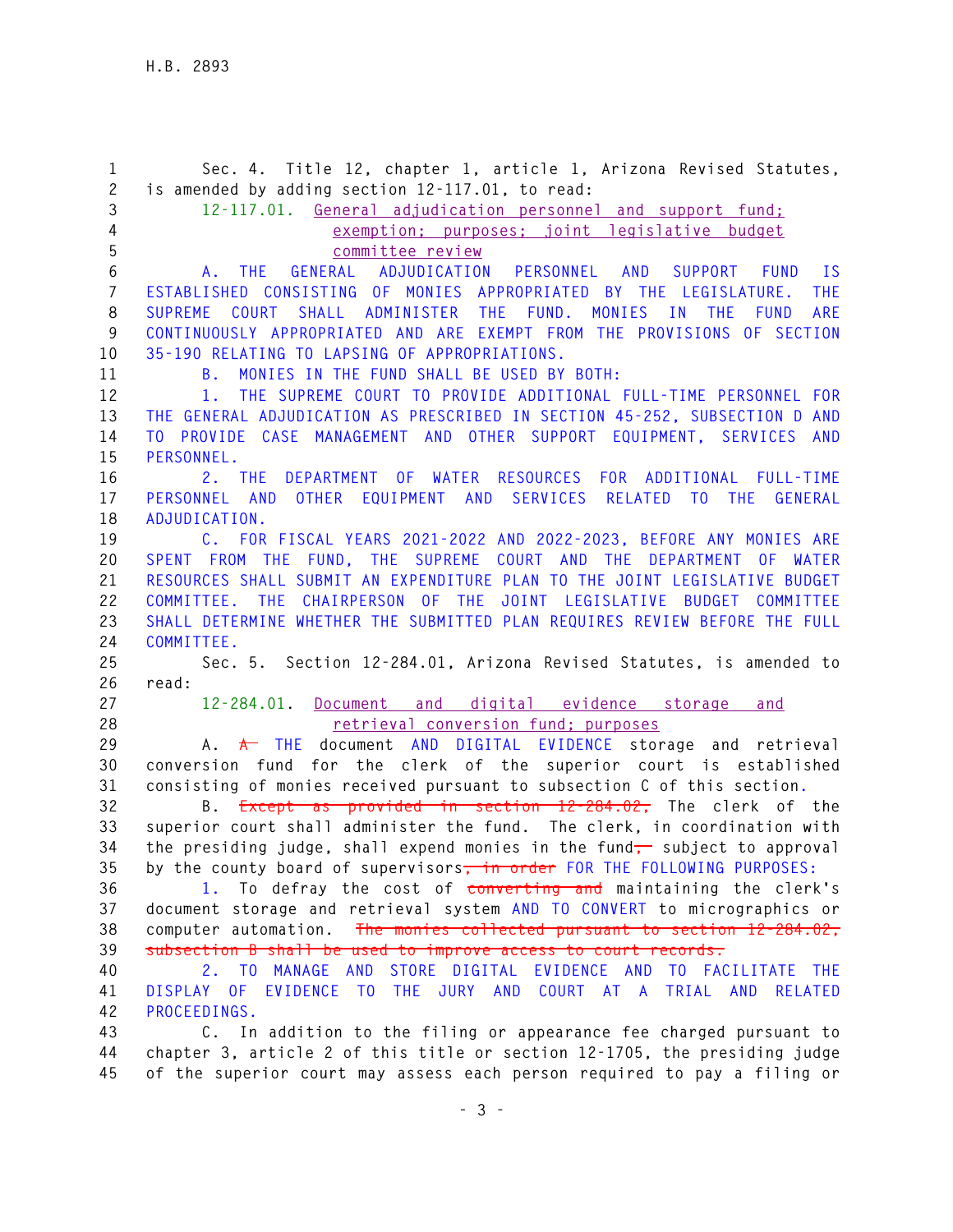Sec. 4. Title 12, chapter 1, article 1, Arizona Revised Statutes, is amended by adding section 12-117.01, to read:

12-117.01. General adjudication personnel and support fund; exemption; purposes; joint legislative budget committee review

A. THE GENERAL ADJUDICATION PERSONNEL AND SUPPORT FUND IS ESTABLISHED CONSISTING OF MONIES APPROPRIATED BY THE LEGISLATURE. THE SUPREME COURT SHALL ADMINISTER THE FUND. MONIES IN THE FUND ARE CONTINUOUSLY APPROPRIATED AND ARE EXEMPT FROM THE PROVISIONS OF SECTION 35-190 RELATING TO LAPSING OF APPROPRIATIONS.

B. MONIES IN THE FUND SHALL BE USED BY BOTH:

1. THE SUPREME COURT TO PROVIDE ADDITIONAL FULL-TIME PERSONNEL FOR THE GENERAL ADJUDICATION AS PRESCRIBED IN SECTION 45-252, SUBSECTION D AND TO PROVIDE CASE MANAGEMENT AND OTHER SUPPORT EQUIPMENT, SERVICES AND PERSONNEL.

2. THE DEPARTMENT OF WATER RESOURCES FOR ADDITIONAL FULL-TIME PERSONNEL AND OTHER EQUIPMENT AND SERVICES RELATED TO THE GENERAL ADJUDICATION.

C. FOR FISCAL YEARS 2021-2022 AND 2022-2023, BEFORE ANY MONIES ARE SPENT FROM THE FUND, THE SUPREME COURT AND THE DEPARTMENT OF WATER RESOURCES SHALL SUBMIT AN EXPENDITURE PLAN TO THE JOINT LEGISLATIVE BUDGET COMMITTEE. THE CHAIRPERSON OF THE JOINT LEGISLATIVE BUDGET COMMITTEE SHALL DETERMINE WHETHER THE SUBMITTED PLAN REQUIRES REVIEW BEFORE THE FULL COMMITTEE.

Sec. 5. Section 12-284.01, Arizona Revised Statutes, is amended to read:

12-284.01. Document and digital evidence storage and retrieval conversion fund; purposes

A. ~~A~~ THE document AND DIGITAL EVIDENCE storage and retrieval conversion fund for the clerk of the superior court is established consisting of monies received pursuant to subsection C of this section.

B. ~~Except as provided in section 12-284.02,~~ The clerk of the superior court shall administer the fund. The clerk, in coordination with the presiding judge, shall expend monies in the fund~~,~~ subject to approval by the county board of supervisors~~, in order~~ FOR THE FOLLOWING PURPOSES:

1. To defray the cost of ~~converting and~~ maintaining the clerk's document storage and retrieval system AND TO CONVERT to micrographics or computer automation. ~~The monies collected pursuant to section 12-284.02, subsection B shall be used to improve access to court records.~~

2. TO MANAGE AND STORE DIGITAL EVIDENCE AND TO FACILITATE THE DISPLAY OF EVIDENCE TO THE JURY AND COURT AT A TRIAL AND RELATED PROCEEDINGS.

C. In addition to the filing or appearance fee charged pursuant to chapter 3, article 2 of this title or section 12-1705, the presiding judge of the superior court may assess each person required to pay a filing or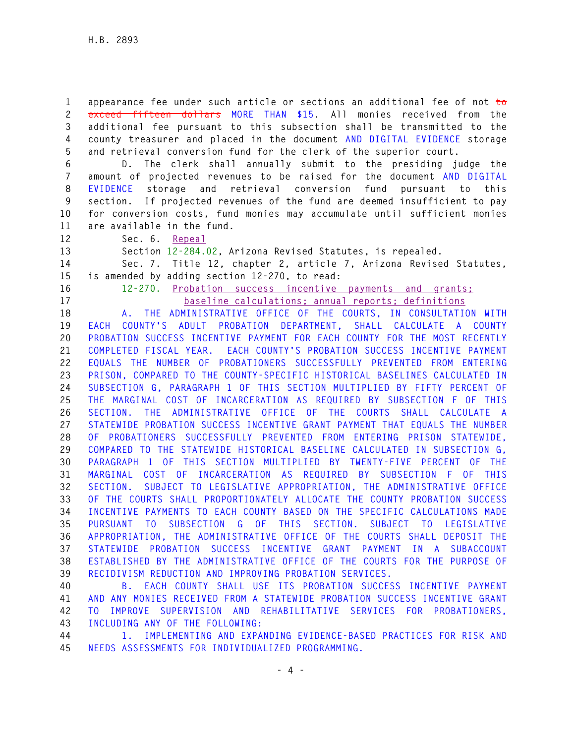appearance fee under such article or sections an additional fee of not ~~to exceed fifteen dollars~~ MORE THAN $15. All monies received from the additional fee pursuant to this subsection shall be transmitted to the county treasurer and placed in the document AND DIGITAL EVIDENCE storage and retrieval conversion fund for the clerk of the superior court.

D. The clerk shall annually submit to the presiding judge the amount of projected revenues to be raised for the document AND DIGITAL EVIDENCE storage and retrieval conversion fund pursuant to this section. If projected revenues of the fund are deemed insufficient to pay for conversion costs, fund monies may accumulate until sufficient monies are available in the fund.

Sec. 6. Repeal

Section 12-284.02, Arizona Revised Statutes, is repealed.

Sec. 7. Title 12, chapter 2, article 7, Arizona Revised Statutes, is amended by adding section 12-270, to read:

12-270. Probation success incentive payments and grants; baseline calculations; annual reports; definitions

A. THE ADMINISTRATIVE OFFICE OF THE COURTS, IN CONSULTATION WITH EACH COUNTY'S ADULT PROBATION DEPARTMENT, SHALL CALCULATE A COUNTY PROBATION SUCCESS INCENTIVE PAYMENT FOR EACH COUNTY FOR THE MOST RECENTLY COMPLETED FISCAL YEAR. EACH COUNTY'S PROBATION SUCCESS INCENTIVE PAYMENT EQUALS THE NUMBER OF PROBATIONERS SUCCESSFULLY PREVENTED FROM ENTERING PRISON, COMPARED TO THE COUNTY-SPECIFIC HISTORICAL BASELINES CALCULATED IN SUBSECTION G, PARAGRAPH 1 OF THIS SECTION MULTIPLIED BY FIFTY PERCENT OF THE MARGINAL COST OF INCARCERATION AS REQUIRED BY SUBSECTION F OF THIS SECTION. THE ADMINISTRATIVE OFFICE OF THE COURTS SHALL CALCULATE A STATEWIDE PROBATION SUCCESS INCENTIVE GRANT PAYMENT THAT EQUALS THE NUMBER OF PROBATIONERS SUCCESSFULLY PREVENTED FROM ENTERING PRISON STATEWIDE, COMPARED TO THE STATEWIDE HISTORICAL BASELINE CALCULATED IN SUBSECTION G, PARAGRAPH 1 OF THIS SECTION MULTIPLIED BY TWENTY-FIVE PERCENT OF THE MARGINAL COST OF INCARCERATION AS REQUIRED BY SUBSECTION F OF THIS SECTION. SUBJECT TO LEGISLATIVE APPROPRIATION, THE ADMINISTRATIVE OFFICE OF THE COURTS SHALL PROPORTIONATELY ALLOCATE THE COUNTY PROBATION SUCCESS INCENTIVE PAYMENTS TO EACH COUNTY BASED ON THE SPECIFIC CALCULATIONS MADE PURSUANT TO SUBSECTION G OF THIS SECTION. SUBJECT TO LEGISLATIVE APPROPRIATION, THE ADMINISTRATIVE OFFICE OF THE COURTS SHALL DEPOSIT THE STATEWIDE PROBATION SUCCESS INCENTIVE GRANT PAYMENT IN A SUBACCOUNT ESTABLISHED BY THE ADMINISTRATIVE OFFICE OF THE COURTS FOR THE PURPOSE OF RECIDIVISM REDUCTION AND IMPROVING PROBATION SERVICES.

B. EACH COUNTY SHALL USE ITS PROBATION SUCCESS INCENTIVE PAYMENT AND ANY MONIES RECEIVED FROM A STATEWIDE PROBATION SUCCESS INCENTIVE GRANT TO IMPROVE SUPERVISION AND REHABILITATIVE SERVICES FOR PROBATIONERS, INCLUDING ANY OF THE FOLLOWING:

1. IMPLEMENTING AND EXPANDING EVIDENCE-BASED PRACTICES FOR RISK AND NEEDS ASSESSMENTS FOR INDIVIDUALIZED PROGRAMMING.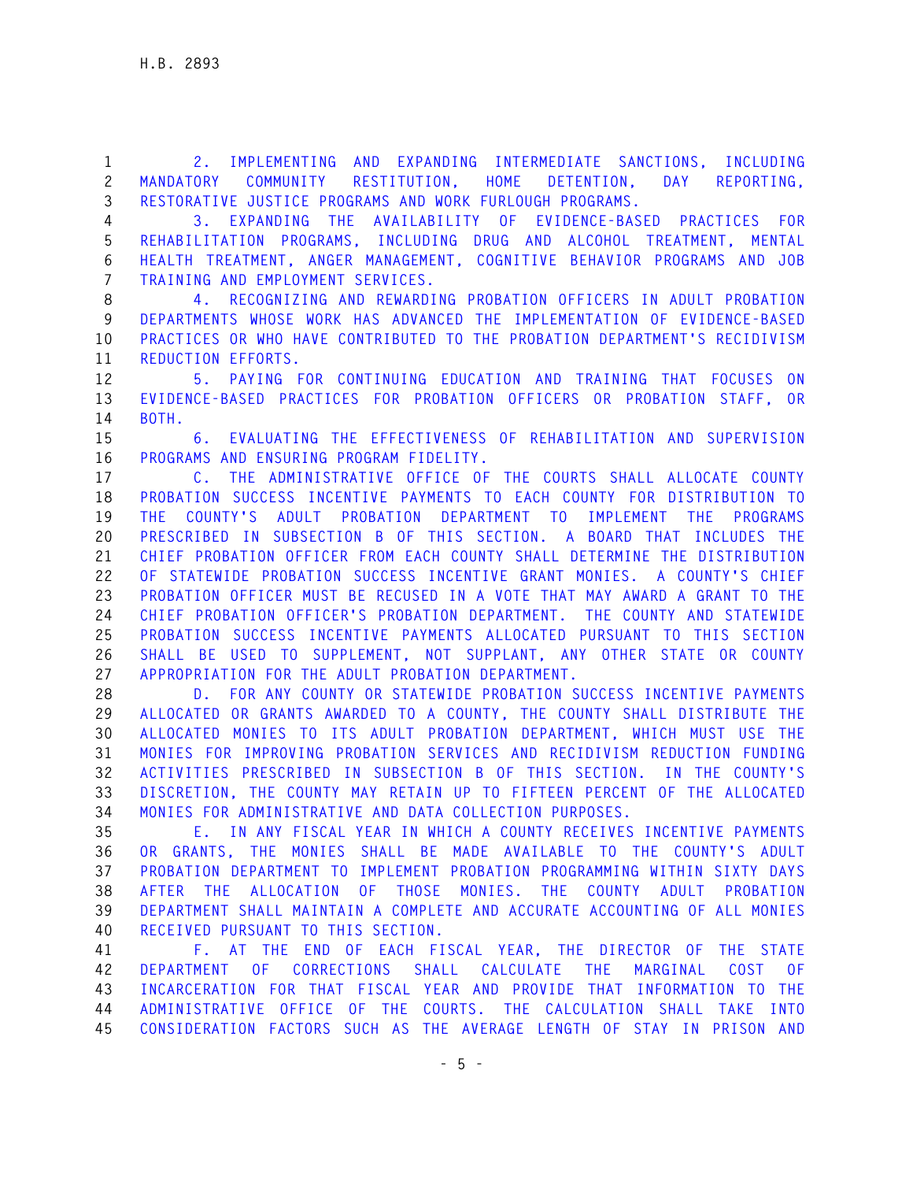2. IMPLEMENTING AND EXPANDING INTERMEDIATE SANCTIONS, INCLUDING MANDATORY COMMUNITY RESTITUTION, HOME DETENTION, DAY REPORTING, RESTORATIVE JUSTICE PROGRAMS AND WORK FURLOUGH PROGRAMS.

3. EXPANDING THE AVAILABILITY OF EVIDENCE-BASED PRACTICES FOR REHABILITATION PROGRAMS, INCLUDING DRUG AND ALCOHOL TREATMENT, MENTAL HEALTH TREATMENT, ANGER MANAGEMENT, COGNITIVE BEHAVIOR PROGRAMS AND JOB TRAINING AND EMPLOYMENT SERVICES.

4. RECOGNIZING AND REWARDING PROBATION OFFICERS IN ADULT PROBATION DEPARTMENTS WHOSE WORK HAS ADVANCED THE IMPLEMENTATION OF EVIDENCE-BASED PRACTICES OR WHO HAVE CONTRIBUTED TO THE PROBATION DEPARTMENT'S RECIDIVISM REDUCTION EFFORTS.

5. PAYING FOR CONTINUING EDUCATION AND TRAINING THAT FOCUSES ON EVIDENCE-BASED PRACTICES FOR PROBATION OFFICERS OR PROBATION STAFF, OR BOTH.

6. EVALUATING THE EFFECTIVENESS OF REHABILITATION AND SUPERVISION PROGRAMS AND ENSURING PROGRAM FIDELITY.

C. THE ADMINISTRATIVE OFFICE OF THE COURTS SHALL ALLOCATE COUNTY PROBATION SUCCESS INCENTIVE PAYMENTS TO EACH COUNTY FOR DISTRIBUTION TO THE COUNTY'S ADULT PROBATION DEPARTMENT TO IMPLEMENT THE PROGRAMS PRESCRIBED IN SUBSECTION B OF THIS SECTION. A BOARD THAT INCLUDES THE CHIEF PROBATION OFFICER FROM EACH COUNTY SHALL DETERMINE THE DISTRIBUTION OF STATEWIDE PROBATION SUCCESS INCENTIVE GRANT MONIES. A COUNTY'S CHIEF PROBATION OFFICER MUST BE RECUSED IN A VOTE THAT MAY AWARD A GRANT TO THE CHIEF PROBATION OFFICER'S PROBATION DEPARTMENT. THE COUNTY AND STATEWIDE PROBATION SUCCESS INCENTIVE PAYMENTS ALLOCATED PURSUANT TO THIS SECTION SHALL BE USED TO SUPPLEMENT, NOT SUPPLANT, ANY OTHER STATE OR COUNTY APPROPRIATION FOR THE ADULT PROBATION DEPARTMENT.

D. FOR ANY COUNTY OR STATEWIDE PROBATION SUCCESS INCENTIVE PAYMENTS ALLOCATED OR GRANTS AWARDED TO A COUNTY, THE COUNTY SHALL DISTRIBUTE THE ALLOCATED MONIES TO ITS ADULT PROBATION DEPARTMENT, WHICH MUST USE THE MONIES FOR IMPROVING PROBATION SERVICES AND RECIDIVISM REDUCTION FUNDING ACTIVITIES PRESCRIBED IN SUBSECTION B OF THIS SECTION. IN THE COUNTY'S DISCRETION, THE COUNTY MAY RETAIN UP TO FIFTEEN PERCENT OF THE ALLOCATED MONIES FOR ADMINISTRATIVE AND DATA COLLECTION PURPOSES.

E. IN ANY FISCAL YEAR IN WHICH A COUNTY RECEIVES INCENTIVE PAYMENTS OR GRANTS, THE MONIES SHALL BE MADE AVAILABLE TO THE COUNTY'S ADULT PROBATION DEPARTMENT TO IMPLEMENT PROBATION PROGRAMMING WITHIN SIXTY DAYS AFTER THE ALLOCATION OF THOSE MONIES. THE COUNTY ADULT PROBATION DEPARTMENT SHALL MAINTAIN A COMPLETE AND ACCURATE ACCOUNTING OF ALL MONIES RECEIVED PURSUANT TO THIS SECTION.

F. AT THE END OF EACH FISCAL YEAR, THE DIRECTOR OF THE STATE DEPARTMENT OF CORRECTIONS SHALL CALCULATE THE MARGINAL COST OF INCARCERATION FOR THAT FISCAL YEAR AND PROVIDE THAT INFORMATION TO THE ADMINISTRATIVE OFFICE OF THE COURTS. THE CALCULATION SHALL TAKE INTO CONSIDERATION FACTORS SUCH AS THE AVERAGE LENGTH OF STAY IN PRISON AND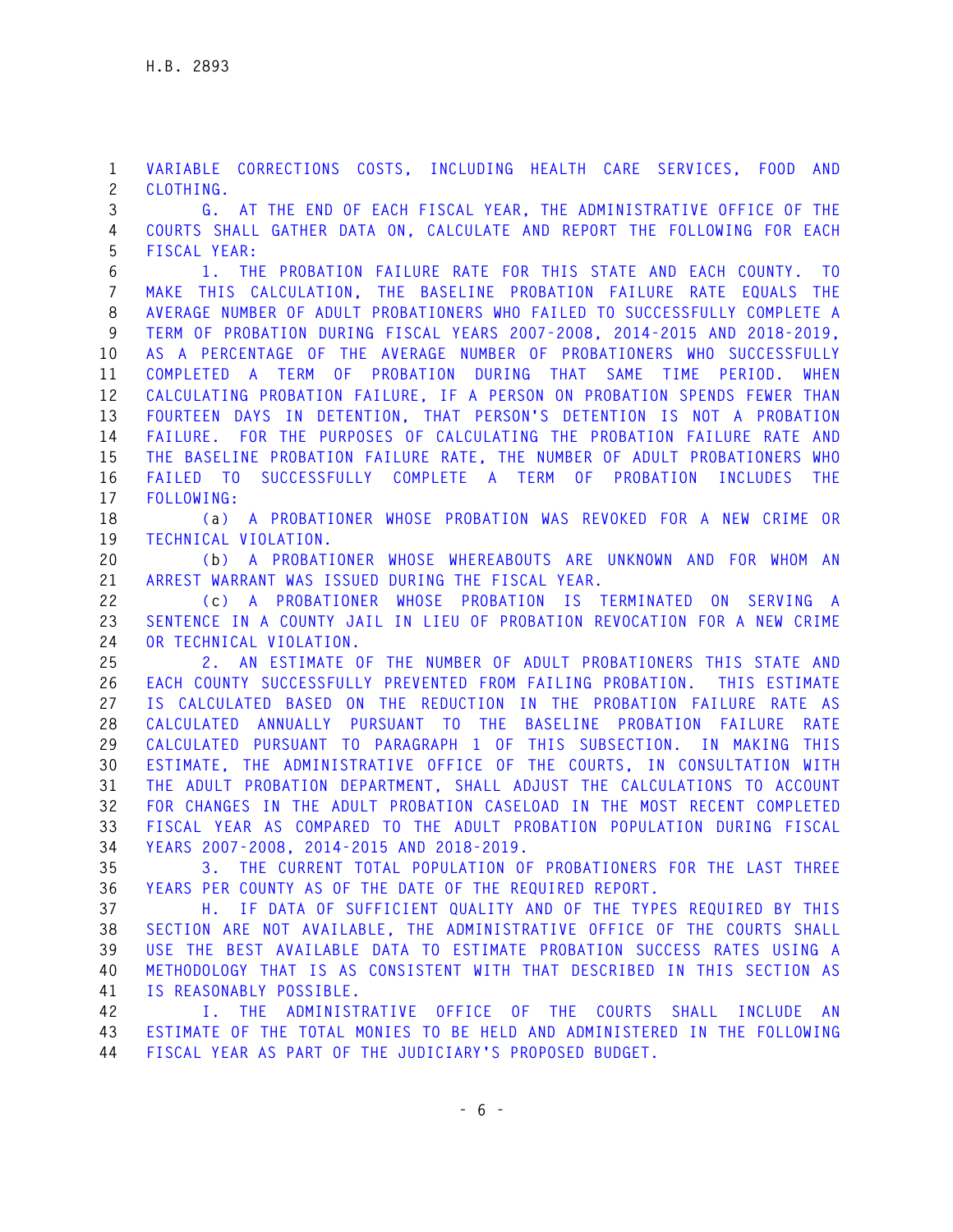VARIABLE CORRECTIONS COSTS, INCLUDING HEALTH CARE SERVICES, FOOD AND CLOTHING.

G. AT THE END OF EACH FISCAL YEAR, THE ADMINISTRATIVE OFFICE OF THE COURTS SHALL GATHER DATA ON, CALCULATE AND REPORT THE FOLLOWING FOR EACH FISCAL YEAR:

1. THE PROBATION FAILURE RATE FOR THIS STATE AND EACH COUNTY. TO MAKE THIS CALCULATION, THE BASELINE PROBATION FAILURE RATE EQUALS THE AVERAGE NUMBER OF ADULT PROBATIONERS WHO FAILED TO SUCCESSFULLY COMPLETE A TERM OF PROBATION DURING FISCAL YEARS 2007-2008, 2014-2015 AND 2018-2019, AS A PERCENTAGE OF THE AVERAGE NUMBER OF PROBATIONERS WHO SUCCESSFULLY COMPLETED A TERM OF PROBATION DURING THAT SAME TIME PERIOD. WHEN CALCULATING PROBATION FAILURE, IF A PERSON ON PROBATION SPENDS FEWER THAN FOURTEEN DAYS IN DETENTION, THAT PERSON'S DETENTION IS NOT A PROBATION FAILURE. FOR THE PURPOSES OF CALCULATING THE PROBATION FAILURE RATE AND THE BASELINE PROBATION FAILURE RATE, THE NUMBER OF ADULT PROBATIONERS WHO FAILED TO SUCCESSFULLY COMPLETE A TERM OF PROBATION INCLUDES THE FOLLOWING:

(a) A PROBATIONER WHOSE PROBATION WAS REVOKED FOR A NEW CRIME OR TECHNICAL VIOLATION.

(b) A PROBATIONER WHOSE WHEREABOUTS ARE UNKNOWN AND FOR WHOM AN ARREST WARRANT WAS ISSUED DURING THE FISCAL YEAR.

(c) A PROBATIONER WHOSE PROBATION IS TERMINATED ON SERVING A SENTENCE IN A COUNTY JAIL IN LIEU OF PROBATION REVOCATION FOR A NEW CRIME OR TECHNICAL VIOLATION.

2. AN ESTIMATE OF THE NUMBER OF ADULT PROBATIONERS THIS STATE AND EACH COUNTY SUCCESSFULLY PREVENTED FROM FAILING PROBATION. THIS ESTIMATE IS CALCULATED BASED ON THE REDUCTION IN THE PROBATION FAILURE RATE AS CALCULATED ANNUALLY PURSUANT TO THE BASELINE PROBATION FAILURE RATE CALCULATED PURSUANT TO PARAGRAPH 1 OF THIS SUBSECTION. IN MAKING THIS ESTIMATE, THE ADMINISTRATIVE OFFICE OF THE COURTS, IN CONSULTATION WITH THE ADULT PROBATION DEPARTMENT, SHALL ADJUST THE CALCULATIONS TO ACCOUNT FOR CHANGES IN THE ADULT PROBATION CASELOAD IN THE MOST RECENT COMPLETED FISCAL YEAR AS COMPARED TO THE ADULT PROBATION POPULATION DURING FISCAL YEARS 2007-2008, 2014-2015 AND 2018-2019.

3. THE CURRENT TOTAL POPULATION OF PROBATIONERS FOR THE LAST THREE YEARS PER COUNTY AS OF THE DATE OF THE REQUIRED REPORT.

H. IF DATA OF SUFFICIENT QUALITY AND OF THE TYPES REQUIRED BY THIS SECTION ARE NOT AVAILABLE, THE ADMINISTRATIVE OFFICE OF THE COURTS SHALL USE THE BEST AVAILABLE DATA TO ESTIMATE PROBATION SUCCESS RATES USING A METHODOLOGY THAT IS AS CONSISTENT WITH THAT DESCRIBED IN THIS SECTION AS IS REASONABLY POSSIBLE.

I. THE ADMINISTRATIVE OFFICE OF THE COURTS SHALL INCLUDE AN ESTIMATE OF THE TOTAL MONIES TO BE HELD AND ADMINISTERED IN THE FOLLOWING FISCAL YEAR AS PART OF THE JUDICIARY'S PROPOSED BUDGET.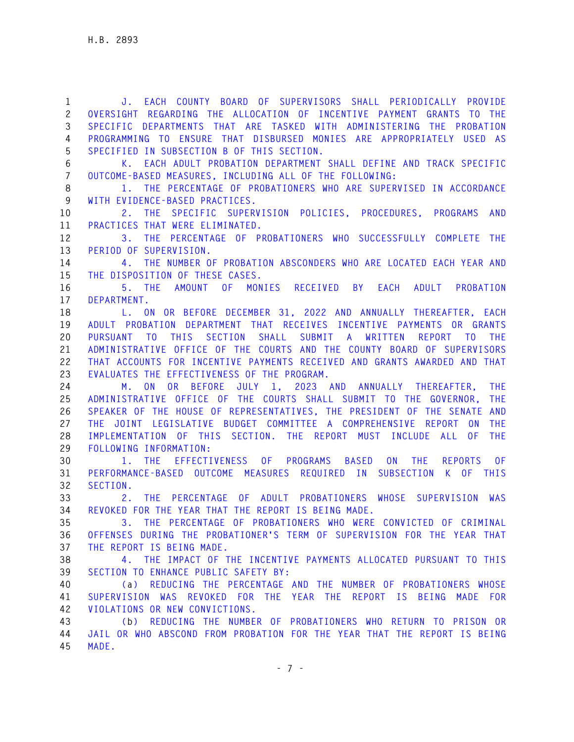J. EACH COUNTY BOARD OF SUPERVISORS SHALL PERIODICALLY PROVIDE OVERSIGHT REGARDING THE ALLOCATION OF INCENTIVE PAYMENT GRANTS TO THE SPECIFIC DEPARTMENTS THAT ARE TASKED WITH ADMINISTERING THE PROBATION PROGRAMMING TO ENSURE THAT DISBURSED MONIES ARE APPROPRIATELY USED AS SPECIFIED IN SUBSECTION B OF THIS SECTION.

K. EACH ADULT PROBATION DEPARTMENT SHALL DEFINE AND TRACK SPECIFIC OUTCOME-BASED MEASURES, INCLUDING ALL OF THE FOLLOWING:

1. THE PERCENTAGE OF PROBATIONERS WHO ARE SUPERVISED IN ACCORDANCE WITH EVIDENCE-BASED PRACTICES.

2. THE SPECIFIC SUPERVISION POLICIES, PROCEDURES, PROGRAMS AND PRACTICES THAT WERE ELIMINATED.

3. THE PERCENTAGE OF PROBATIONERS WHO SUCCESSFULLY COMPLETE THE PERIOD OF SUPERVISION.

4. THE NUMBER OF PROBATION ABSCONDERS WHO ARE LOCATED EACH YEAR AND THE DISPOSITION OF THESE CASES.

5. THE AMOUNT OF MONIES RECEIVED BY EACH ADULT PROBATION DEPARTMENT.

L. ON OR BEFORE DECEMBER 31, 2022 AND ANNUALLY THEREAFTER, EACH ADULT PROBATION DEPARTMENT THAT RECEIVES INCENTIVE PAYMENTS OR GRANTS PURSUANT TO THIS SECTION SHALL SUBMIT A WRITTEN REPORT TO THE ADMINISTRATIVE OFFICE OF THE COURTS AND THE COUNTY BOARD OF SUPERVISORS THAT ACCOUNTS FOR INCENTIVE PAYMENTS RECEIVED AND GRANTS AWARDED AND THAT EVALUATES THE EFFECTIVENESS OF THE PROGRAM.

M. ON OR BEFORE JULY 1, 2023 AND ANNUALLY THEREAFTER, THE ADMINISTRATIVE OFFICE OF THE COURTS SHALL SUBMIT TO THE GOVERNOR, THE SPEAKER OF THE HOUSE OF REPRESENTATIVES, THE PRESIDENT OF THE SENATE AND THE JOINT LEGISLATIVE BUDGET COMMITTEE A COMPREHENSIVE REPORT ON THE IMPLEMENTATION OF THIS SECTION. THE REPORT MUST INCLUDE ALL OF THE FOLLOWING INFORMATION:

1. THE EFFECTIVENESS OF PROGRAMS BASED ON THE REPORTS OF PERFORMANCE-BASED OUTCOME MEASURES REQUIRED IN SUBSECTION K OF THIS SECTION.

2. THE PERCENTAGE OF ADULT PROBATIONERS WHOSE SUPERVISION WAS REVOKED FOR THE YEAR THAT THE REPORT IS BEING MADE.

3. THE PERCENTAGE OF PROBATIONERS WHO WERE CONVICTED OF CRIMINAL OFFENSES DURING THE PROBATIONER'S TERM OF SUPERVISION FOR THE YEAR THAT THE REPORT IS BEING MADE.

4. THE IMPACT OF THE INCENTIVE PAYMENTS ALLOCATED PURSUANT TO THIS SECTION TO ENHANCE PUBLIC SAFETY BY:

(a) REDUCING THE PERCENTAGE AND THE NUMBER OF PROBATIONERS WHOSE SUPERVISION WAS REVOKED FOR THE YEAR THE REPORT IS BEING MADE FOR VIOLATIONS OR NEW CONVICTIONS.

(b) REDUCING THE NUMBER OF PROBATIONERS WHO RETURN TO PRISON OR JAIL OR WHO ABSCOND FROM PROBATION FOR THE YEAR THAT THE REPORT IS BEING MADE.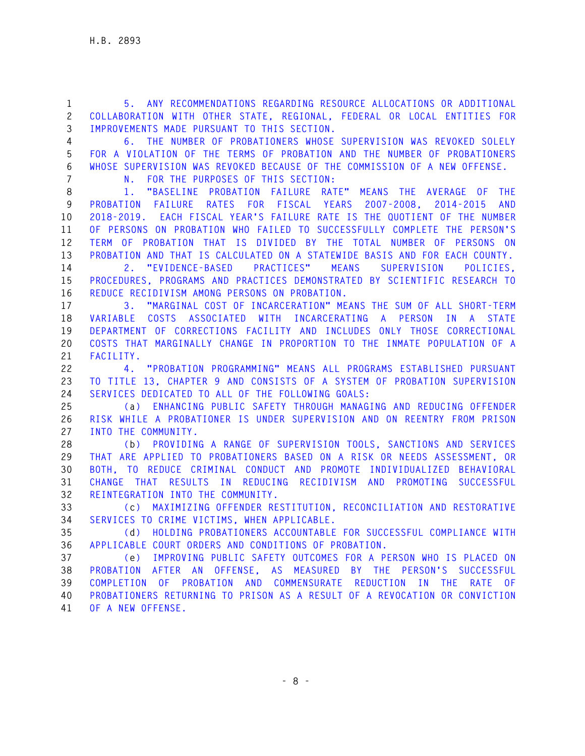5. ANY RECOMMENDATIONS REGARDING RESOURCE ALLOCATIONS OR ADDITIONAL COLLABORATION WITH OTHER STATE, REGIONAL, FEDERAL OR LOCAL ENTITIES FOR IMPROVEMENTS MADE PURSUANT TO THIS SECTION.

6. THE NUMBER OF PROBATIONERS WHOSE SUPERVISION WAS REVOKED SOLELY FOR A VIOLATION OF THE TERMS OF PROBATION AND THE NUMBER OF PROBATIONERS WHOSE SUPERVISION WAS REVOKED BECAUSE OF THE COMMISSION OF A NEW OFFENSE.

N. FOR THE PURPOSES OF THIS SECTION:

1. "BASELINE PROBATION FAILURE RATE" MEANS THE AVERAGE OF THE PROBATION FAILURE RATES FOR FISCAL YEARS 2007-2008, 2014-2015 AND 2018-2019. EACH FISCAL YEAR'S FAILURE RATE IS THE QUOTIENT OF THE NUMBER OF PERSONS ON PROBATION WHO FAILED TO SUCCESSFULLY COMPLETE THE PERSON'S TERM OF PROBATION THAT IS DIVIDED BY THE TOTAL NUMBER OF PERSONS ON PROBATION AND THAT IS CALCULATED ON A STATEWIDE BASIS AND FOR EACH COUNTY.

2. "EVIDENCE-BASED PRACTICES" MEANS SUPERVISION POLICIES, PROCEDURES, PROGRAMS AND PRACTICES DEMONSTRATED BY SCIENTIFIC RESEARCH TO REDUCE RECIDIVISM AMONG PERSONS ON PROBATION.

3. "MARGINAL COST OF INCARCERATION" MEANS THE SUM OF ALL SHORT-TERM VARIABLE COSTS ASSOCIATED WITH INCARCERATING A PERSON IN A STATE DEPARTMENT OF CORRECTIONS FACILITY AND INCLUDES ONLY THOSE CORRECTIONAL COSTS THAT MARGINALLY CHANGE IN PROPORTION TO THE INMATE POPULATION OF A FACILITY.

4. "PROBATION PROGRAMMING" MEANS ALL PROGRAMS ESTABLISHED PURSUANT TO TITLE 13, CHAPTER 9 AND CONSISTS OF A SYSTEM OF PROBATION SUPERVISION SERVICES DEDICATED TO ALL OF THE FOLLOWING GOALS:

(a) ENHANCING PUBLIC SAFETY THROUGH MANAGING AND REDUCING OFFENDER RISK WHILE A PROBATIONER IS UNDER SUPERVISION AND ON REENTRY FROM PRISON INTO THE COMMUNITY.

(b) PROVIDING A RANGE OF SUPERVISION TOOLS, SANCTIONS AND SERVICES THAT ARE APPLIED TO PROBATIONERS BASED ON A RISK OR NEEDS ASSESSMENT, OR BOTH, TO REDUCE CRIMINAL CONDUCT AND PROMOTE INDIVIDUALIZED BEHAVIORAL CHANGE THAT RESULTS IN REDUCING RECIDIVISM AND PROMOTING SUCCESSFUL REINTEGRATION INTO THE COMMUNITY.

(c) MAXIMIZING OFFENDER RESTITUTION, RECONCILIATION AND RESTORATIVE SERVICES TO CRIME VICTIMS, WHEN APPLICABLE.

(d) HOLDING PROBATIONERS ACCOUNTABLE FOR SUCCESSFUL COMPLIANCE WITH APPLICABLE COURT ORDERS AND CONDITIONS OF PROBATION.

(e) IMPROVING PUBLIC SAFETY OUTCOMES FOR A PERSON WHO IS PLACED ON PROBATION AFTER AN OFFENSE, AS MEASURED BY THE PERSON'S SUCCESSFUL COMPLETION OF PROBATION AND COMMENSURATE REDUCTION IN THE RATE OF PROBATIONERS RETURNING TO PRISON AS A RESULT OF A REVOCATION OR CONVICTION OF A NEW OFFENSE.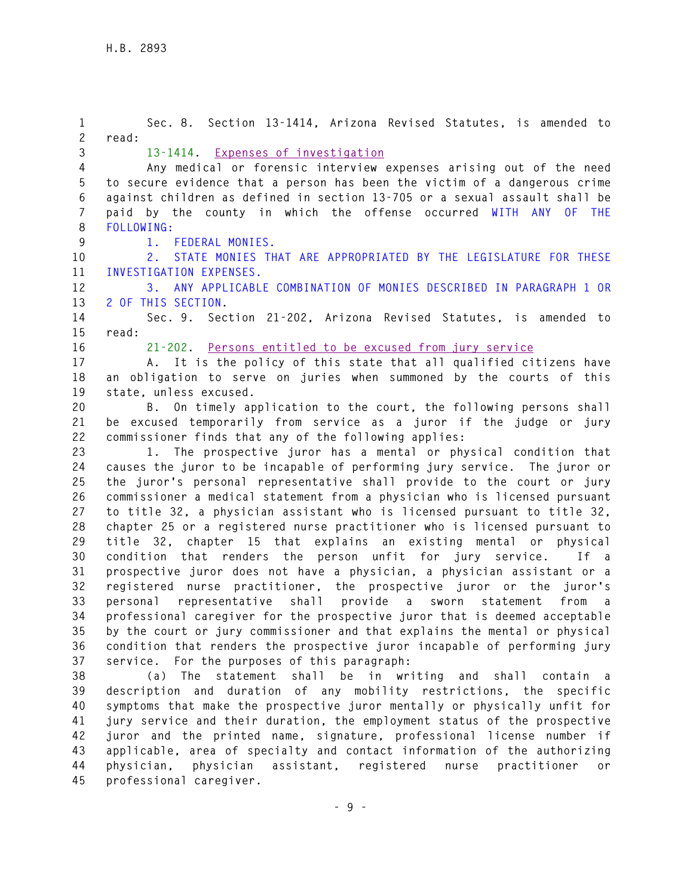Sec. 8. Section 13-1414, Arizona Revised Statutes, is amended to read:

13-1414. Expenses of investigation

Any medical or forensic interview expenses arising out of the need to secure evidence that a person has been the victim of a dangerous crime against children as defined in section 13-705 or a sexual assault shall be paid by the county in which the offense occurred WITH ANY OF THE FOLLOWING:

1. FEDERAL MONIES.

2. STATE MONIES THAT ARE APPROPRIATED BY THE LEGISLATURE FOR THESE INVESTIGATION EXPENSES.

3. ANY APPLICABLE COMBINATION OF MONIES DESCRIBED IN PARAGRAPH 1 OR 2 OF THIS SECTION.

Sec. 9. Section 21-202, Arizona Revised Statutes, is amended to read:

21-202. Persons entitled to be excused from jury service

A. It is the policy of this state that all qualified citizens have an obligation to serve on juries when summoned by the courts of this state, unless excused.

B. On timely application to the court, the following persons shall be excused temporarily from service as a juror if the judge or jury commissioner finds that any of the following applies:

1. The prospective juror has a mental or physical condition that causes the juror to be incapable of performing jury service. The juror or the juror's personal representative shall provide to the court or jury commissioner a medical statement from a physician who is licensed pursuant to title 32, a physician assistant who is licensed pursuant to title 32, chapter 25 or a registered nurse practitioner who is licensed pursuant to title 32, chapter 15 that explains an existing mental or physical condition that renders the person unfit for jury service. If a prospective juror does not have a physician, a physician assistant or a registered nurse practitioner, the prospective juror or the juror's personal representative shall provide a sworn statement from a professional caregiver for the prospective juror that is deemed acceptable by the court or jury commissioner and that explains the mental or physical condition that renders the prospective juror incapable of performing jury service. For the purposes of this paragraph:

(a) The statement shall be in writing and shall contain a description and duration of any mobility restrictions, the specific symptoms that make the prospective juror mentally or physically unfit for jury service and their duration, the employment status of the prospective juror and the printed name, signature, professional license number if applicable, area of specialty and contact information of the authorizing physician, physician assistant, registered nurse practitioner or professional caregiver.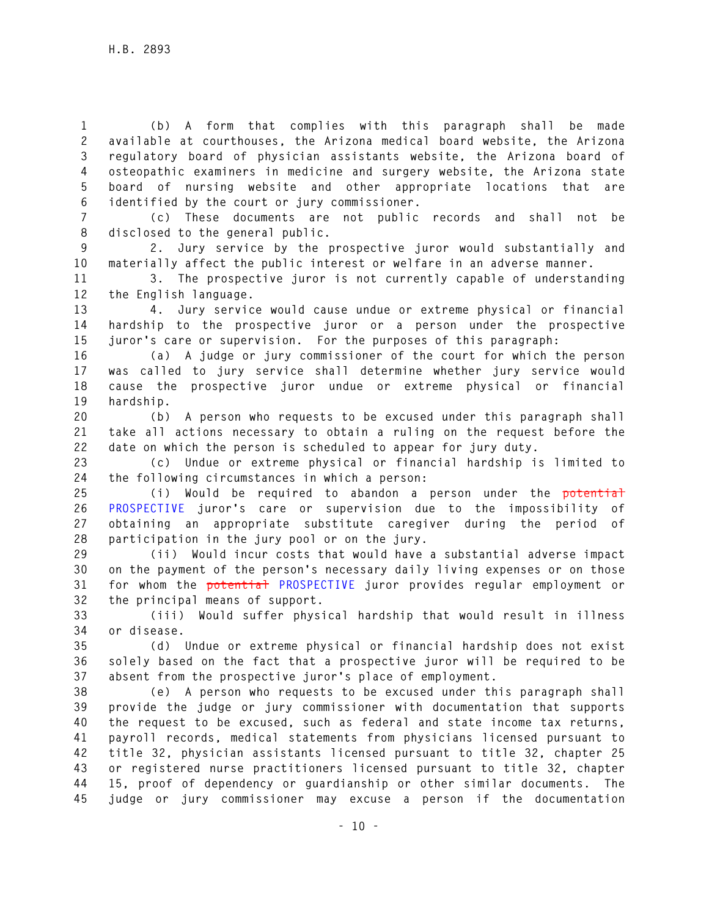(b) A form that complies with this paragraph shall be made available at courthouses, the Arizona medical board website, the Arizona regulatory board of physician assistants website, the Arizona board of osteopathic examiners in medicine and surgery website, the Arizona state board of nursing website and other appropriate locations that are identified by the court or jury commissioner.

(c) These documents are not public records and shall not be disclosed to the general public.

2. Jury service by the prospective juror would substantially and materially affect the public interest or welfare in an adverse manner.

3. The prospective juror is not currently capable of understanding the English language.

4. Jury service would cause undue or extreme physical or financial hardship to the prospective juror or a person under the prospective juror's care or supervision. For the purposes of this paragraph:

(a) A judge or jury commissioner of the court for which the person was called to jury service shall determine whether jury service would cause the prospective juror undue or extreme physical or financial hardship.

(b) A person who requests to be excused under this paragraph shall take all actions necessary to obtain a ruling on the request before the date on which the person is scheduled to appear for jury duty.

(c) Undue or extreme physical or financial hardship is limited to the following circumstances in which a person:

(i) Would be required to abandon a person under the ~~potential~~ PROSPECTIVE juror's care or supervision due to the impossibility of obtaining an appropriate substitute caregiver during the period of participation in the jury pool or on the jury.

(ii) Would incur costs that would have a substantial adverse impact on the payment of the person's necessary daily living expenses or on those for whom the ~~potential~~ PROSPECTIVE juror provides regular employment or the principal means of support.

(iii) Would suffer physical hardship that would result in illness or disease.

(d) Undue or extreme physical or financial hardship does not exist solely based on the fact that a prospective juror will be required to be absent from the prospective juror's place of employment.

(e) A person who requests to be excused under this paragraph shall provide the judge or jury commissioner with documentation that supports the request to be excused, such as federal and state income tax returns, payroll records, medical statements from physicians licensed pursuant to title 32, physician assistants licensed pursuant to title 32, chapter 25 or registered nurse practitioners licensed pursuant to title 32, chapter 15, proof of dependency or guardianship or other similar documents. The judge or jury commissioner may excuse a person if the documentation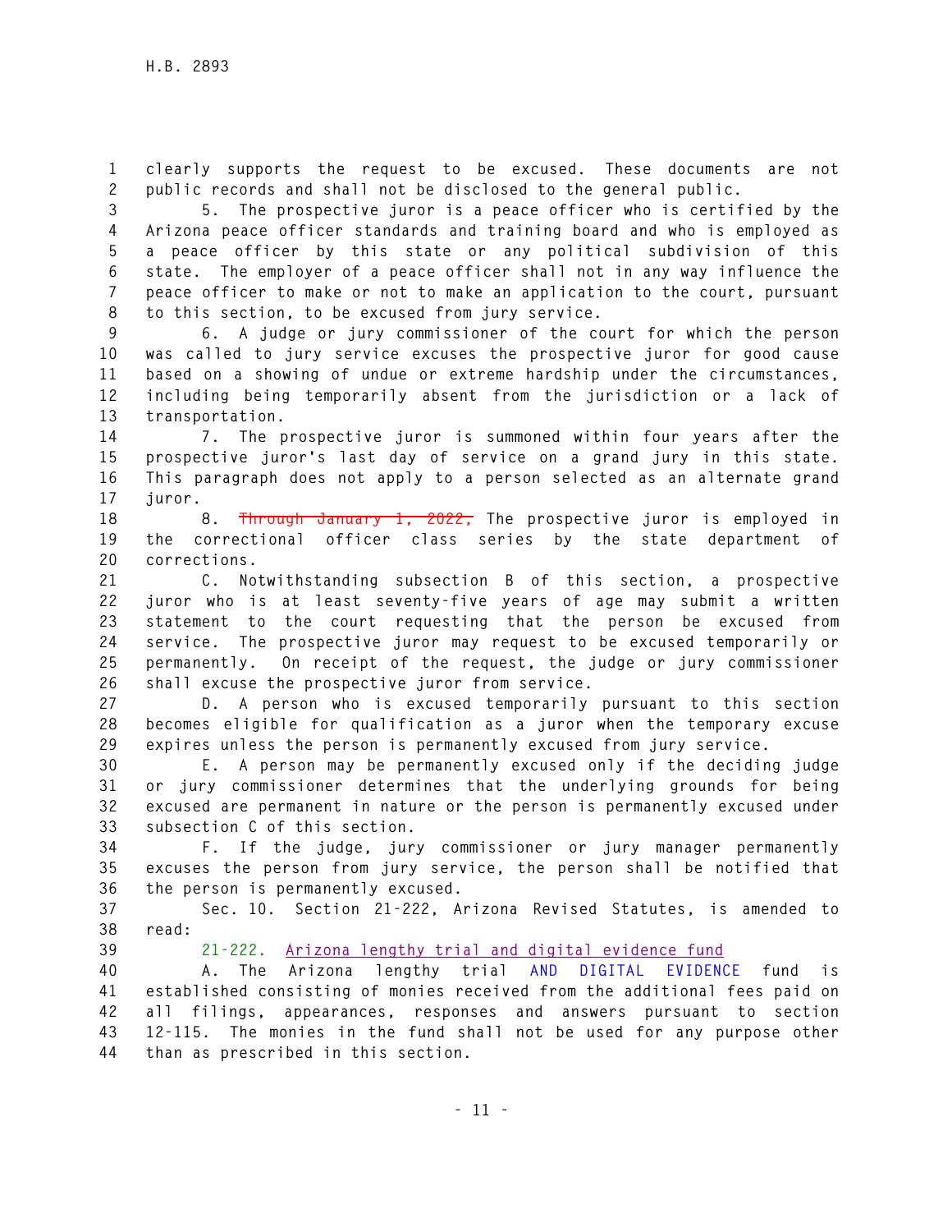clearly supports the request to be excused. These documents are not public records and shall not be disclosed to the general public.

5. The prospective juror is a peace officer who is certified by the Arizona peace officer standards and training board and who is employed as a peace officer by this state or any political subdivision of this state. The employer of a peace officer shall not in any way influence the peace officer to make or not to make an application to the court, pursuant to this section, to be excused from jury service.

6. A judge or jury commissioner of the court for which the person was called to jury service excuses the prospective juror for good cause based on a showing of undue or extreme hardship under the circumstances, including being temporarily absent from the jurisdiction or a lack of transportation.

7. The prospective juror is summoned within four years after the prospective juror's last day of service on a grand jury in this state. This paragraph does not apply to a person selected as an alternate grand juror.

8. ~~Through January 1, 2022,~~ The prospective juror is employed in the correctional officer class series by the state department of corrections.

C. Notwithstanding subsection B of this section, a prospective juror who is at least seventy-five years of age may submit a written statement to the court requesting that the person be excused from service. The prospective juror may request to be excused temporarily or permanently. On receipt of the request, the judge or jury commissioner shall excuse the prospective juror from service.

D. A person who is excused temporarily pursuant to this section becomes eligible for qualification as a juror when the temporary excuse expires unless the person is permanently excused from jury service.

E. A person may be permanently excused only if the deciding judge or jury commissioner determines that the underlying grounds for being excused are permanent in nature or the person is permanently excused under subsection C of this section.

F. If the judge, jury commissioner or jury manager permanently excuses the person from jury service, the person shall be notified that the person is permanently excused.

Sec. 10. Section 21-222, Arizona Revised Statutes, is amended to read:

21-222. Arizona lengthy trial and digital evidence fund

A. The Arizona lengthy trial AND DIGITAL EVIDENCE fund is established consisting of monies received from the additional fees paid on all filings, appearances, responses and answers pursuant to section 12-115. The monies in the fund shall not be used for any purpose other than as prescribed in this section.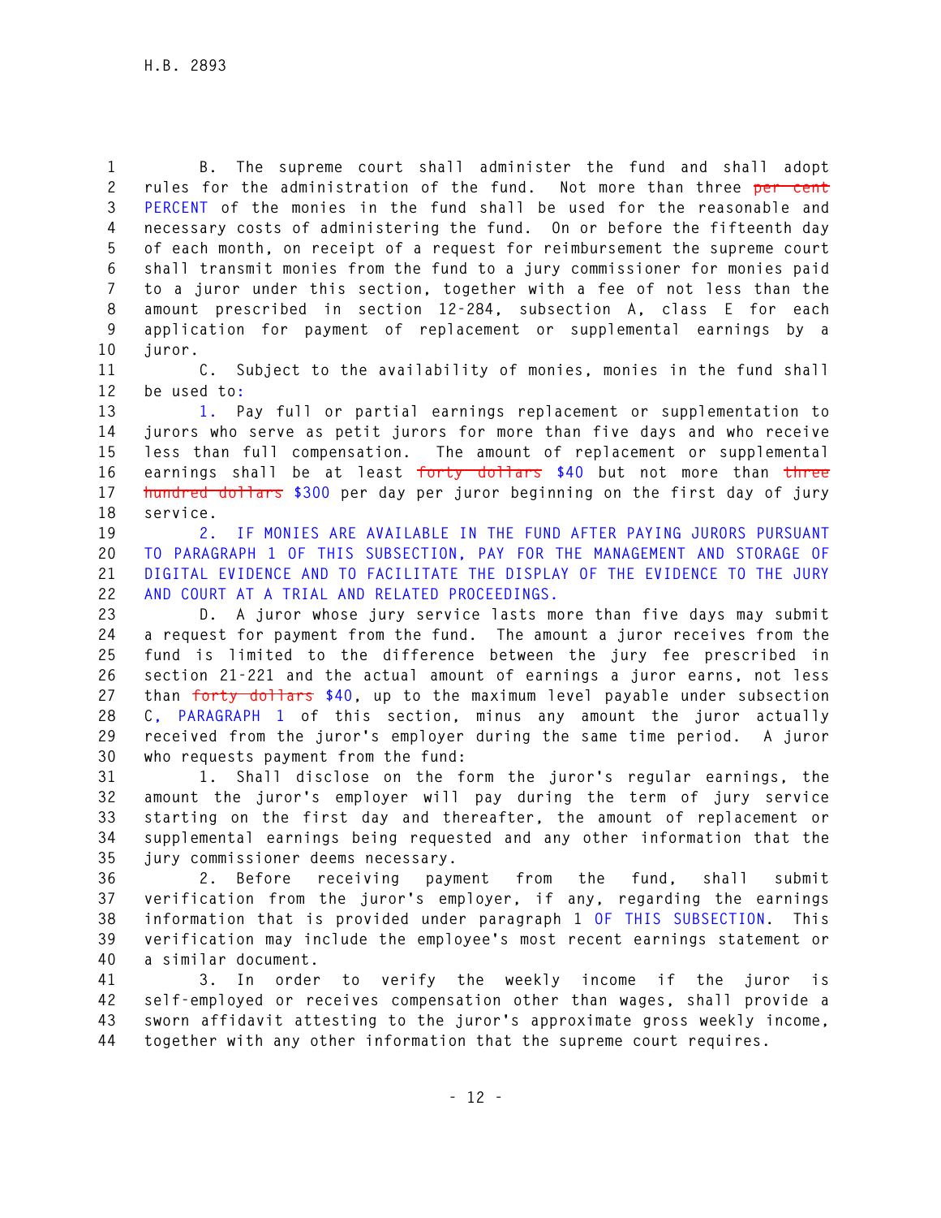B. The supreme court shall administer the fund and shall adopt rules for the administration of the fund. Not more than three ~~per cent~~ PERCENT of the monies in the fund shall be used for the reasonable and necessary costs of administering the fund. On or before the fifteenth day of each month, on receipt of a request for reimbursement the supreme court shall transmit monies from the fund to a jury commissioner for monies paid to a juror under this section, together with a fee of not less than the amount prescribed in section 12-284, subsection A, class E for each application for payment of replacement or supplemental earnings by a juror.

C. Subject to the availability of monies, monies in the fund shall be used to:

1. Pay full or partial earnings replacement or supplementation to jurors who serve as petit jurors for more than five days and who receive less than full compensation. The amount of replacement or supplemental earnings shall be at least ~~forty dollars~~ $40 but not more than ~~three hundred dollars~~ $300 per day per juror beginning on the first day of jury service.

2. IF MONIES ARE AVAILABLE IN THE FUND AFTER PAYING JURORS PURSUANT TO PARAGRAPH 1 OF THIS SUBSECTION, PAY FOR THE MANAGEMENT AND STORAGE OF DIGITAL EVIDENCE AND TO FACILITATE THE DISPLAY OF THE EVIDENCE TO THE JURY AND COURT AT A TRIAL AND RELATED PROCEEDINGS.

D. A juror whose jury service lasts more than five days may submit a request for payment from the fund. The amount a juror receives from the fund is limited to the difference between the jury fee prescribed in section 21-221 and the actual amount of earnings a juror earns, not less than ~~forty dollars~~ $40, up to the maximum level payable under subsection C, PARAGRAPH 1 of this section, minus any amount the juror actually received from the juror's employer during the same time period. A juror who requests payment from the fund:

1. Shall disclose on the form the juror's regular earnings, the amount the juror's employer will pay during the term of jury service starting on the first day and thereafter, the amount of replacement or supplemental earnings being requested and any other information that the jury commissioner deems necessary.

2. Before receiving payment from the fund, shall submit verification from the juror's employer, if any, regarding the earnings information that is provided under paragraph 1 OF THIS SUBSECTION. This verification may include the employee's most recent earnings statement or a similar document.

3. In order to verify the weekly income if the juror is self-employed or receives compensation other than wages, shall provide a sworn affidavit attesting to the juror's approximate gross weekly income, together with any other information that the supreme court requires.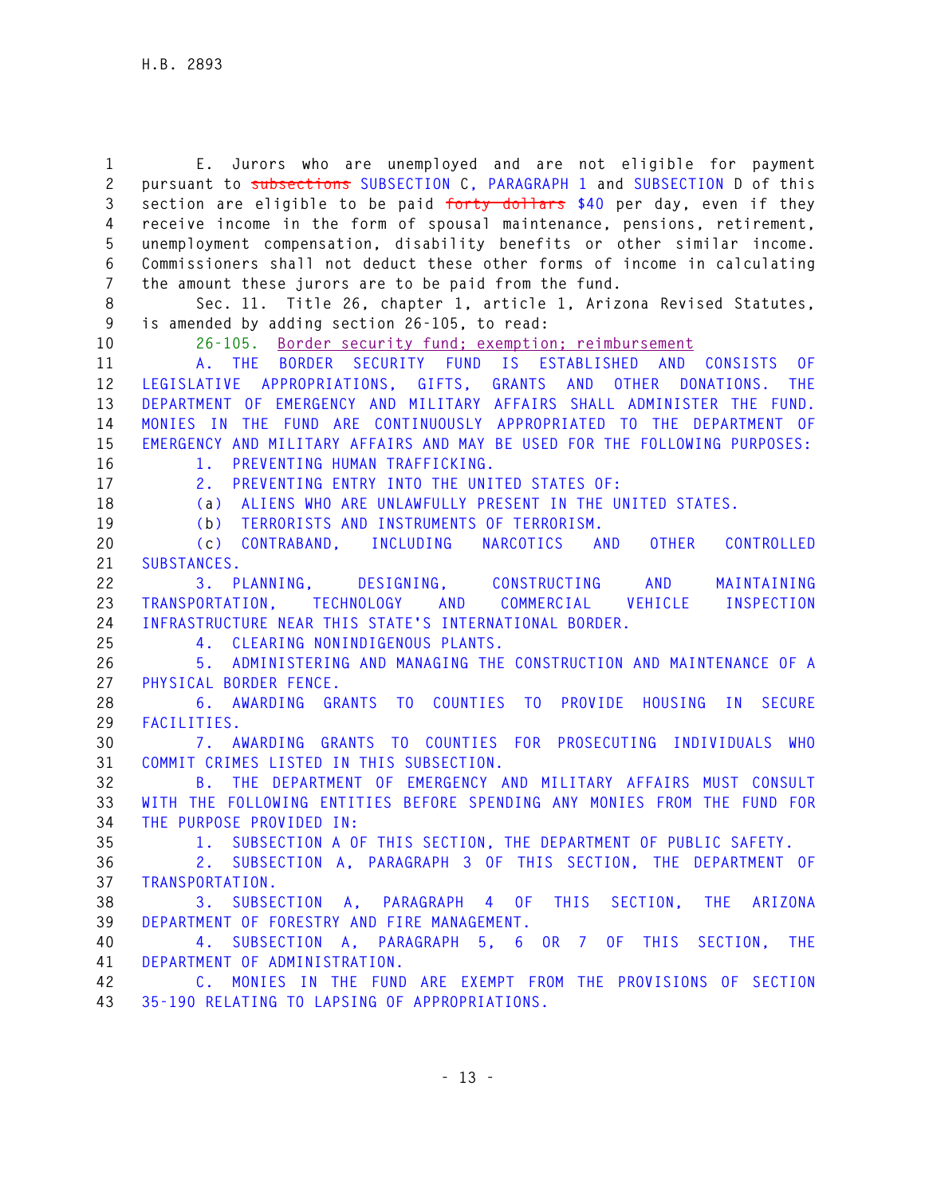E. Jurors who are unemployed and are not eligible for payment pursuant to ~~subsections~~ SUBSECTION C, PARAGRAPH 1 and SUBSECTION D of this section are eligible to be paid ~~forty dollars~~ $40 per day, even if they receive income in the form of spousal maintenance, pensions, retirement, unemployment compensation, disability benefits or other similar income. Commissioners shall not deduct these other forms of income in calculating the amount these jurors are to be paid from the fund.

Sec. 11. Title 26, chapter 1, article 1, Arizona Revised Statutes, is amended by adding section 26-105, to read:

26-105. Border security fund; exemption; reimbursement

A. THE BORDER SECURITY FUND IS ESTABLISHED AND CONSISTS OF LEGISLATIVE APPROPRIATIONS, GIFTS, GRANTS AND OTHER DONATIONS. THE DEPARTMENT OF EMERGENCY AND MILITARY AFFAIRS SHALL ADMINISTER THE FUND. MONIES IN THE FUND ARE CONTINUOUSLY APPROPRIATED TO THE DEPARTMENT OF EMERGENCY AND MILITARY AFFAIRS AND MAY BE USED FOR THE FOLLOWING PURPOSES:

1. PREVENTING HUMAN TRAFFICKING.

2. PREVENTING ENTRY INTO THE UNITED STATES OF:

(a) ALIENS WHO ARE UNLAWFULLY PRESENT IN THE UNITED STATES.

(b) TERRORISTS AND INSTRUMENTS OF TERRORISM.

(c) CONTRABAND, INCLUDING NARCOTICS AND OTHER CONTROLLED SUBSTANCES.

3. PLANNING, DESIGNING, CONSTRUCTING AND MAINTAINING TRANSPORTATION, TECHNOLOGY AND COMMERCIAL VEHICLE INSPECTION INFRASTRUCTURE NEAR THIS STATE'S INTERNATIONAL BORDER.

4. CLEARING NONINDIGENOUS PLANTS.

5. ADMINISTERING AND MANAGING THE CONSTRUCTION AND MAINTENANCE OF A PHYSICAL BORDER FENCE.

6. AWARDING GRANTS TO COUNTIES TO PROVIDE HOUSING IN SECURE FACILITIES.

7. AWARDING GRANTS TO COUNTIES FOR PROSECUTING INDIVIDUALS WHO COMMIT CRIMES LISTED IN THIS SUBSECTION.

B. THE DEPARTMENT OF EMERGENCY AND MILITARY AFFAIRS MUST CONSULT WITH THE FOLLOWING ENTITIES BEFORE SPENDING ANY MONIES FROM THE FUND FOR THE PURPOSE PROVIDED IN:

1. SUBSECTION A OF THIS SECTION, THE DEPARTMENT OF PUBLIC SAFETY.

2. SUBSECTION A, PARAGRAPH 3 OF THIS SECTION, THE DEPARTMENT OF TRANSPORTATION.

3. SUBSECTION A, PARAGRAPH 4 OF THIS SECTION, THE ARIZONA DEPARTMENT OF FORESTRY AND FIRE MANAGEMENT.

4. SUBSECTION A, PARAGRAPH 5, 6 OR 7 OF THIS SECTION, THE DEPARTMENT OF ADMINISTRATION.

C. MONIES IN THE FUND ARE EXEMPT FROM THE PROVISIONS OF SECTION 35-190 RELATING TO LAPSING OF APPROPRIATIONS.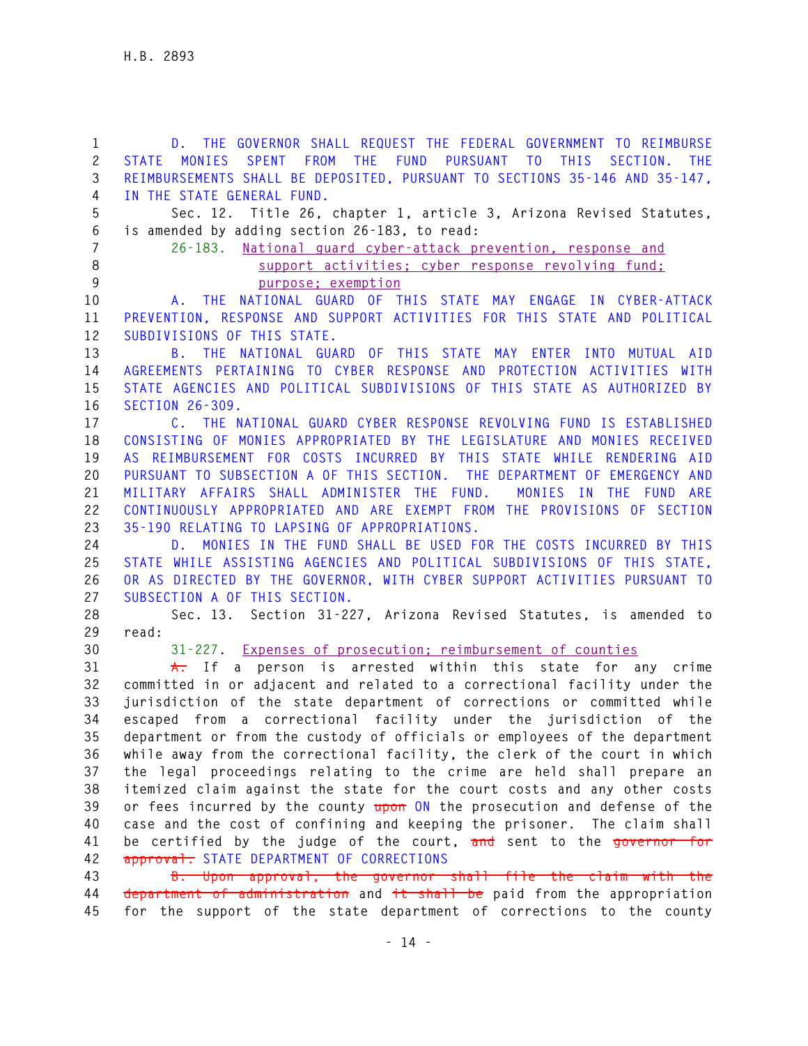D. THE GOVERNOR SHALL REQUEST THE FEDERAL GOVERNMENT TO REIMBURSE STATE MONIES SPENT FROM THE FUND PURSUANT TO THIS SECTION. THE REIMBURSEMENTS SHALL BE DEPOSITED, PURSUANT TO SECTIONS 35-146 AND 35-147, IN THE STATE GENERAL FUND.

Sec. 12. Title 26, chapter 1, article 3, Arizona Revised Statutes, is amended by adding section 26-183, to read:

26-183. National guard cyber-attack prevention, response and support activities; cyber response revolving fund; purpose; exemption

A. THE NATIONAL GUARD OF THIS STATE MAY ENGAGE IN CYBER-ATTACK PREVENTION, RESPONSE AND SUPPORT ACTIVITIES FOR THIS STATE AND POLITICAL SUBDIVISIONS OF THIS STATE.

B. THE NATIONAL GUARD OF THIS STATE MAY ENTER INTO MUTUAL AID AGREEMENTS PERTAINING TO CYBER RESPONSE AND PROTECTION ACTIVITIES WITH STATE AGENCIES AND POLITICAL SUBDIVISIONS OF THIS STATE AS AUTHORIZED BY SECTION 26-309.

C. THE NATIONAL GUARD CYBER RESPONSE REVOLVING FUND IS ESTABLISHED CONSISTING OF MONIES APPROPRIATED BY THE LEGISLATURE AND MONIES RECEIVED AS REIMBURSEMENT FOR COSTS INCURRED BY THIS STATE WHILE RENDERING AID PURSUANT TO SUBSECTION A OF THIS SECTION. THE DEPARTMENT OF EMERGENCY AND MILITARY AFFAIRS SHALL ADMINISTER THE FUND. MONIES IN THE FUND ARE CONTINUOUSLY APPROPRIATED AND ARE EXEMPT FROM THE PROVISIONS OF SECTION 35-190 RELATING TO LAPSING OF APPROPRIATIONS.

D. MONIES IN THE FUND SHALL BE USED FOR THE COSTS INCURRED BY THIS STATE WHILE ASSISTING AGENCIES AND POLITICAL SUBDIVISIONS OF THIS STATE, OR AS DIRECTED BY THE GOVERNOR, WITH CYBER SUPPORT ACTIVITIES PURSUANT TO SUBSECTION A OF THIS SECTION.

Sec. 13. Section 31-227, Arizona Revised Statutes, is amended to read:

31-227. Expenses of prosecution; reimbursement of counties

~~A.~~ If a person is arrested within this state for any crime committed in or adjacent and related to a correctional facility under the jurisdiction of the state department of corrections or committed while escaped from a correctional facility under the jurisdiction of the department or from the custody of officials or employees of the department while away from the correctional facility, the clerk of the court in which the legal proceedings relating to the crime are held shall prepare an itemized claim against the state for the court costs and any other costs or fees incurred by the county ~~upon~~ ON the prosecution and defense of the case and the cost of confining and keeping the prisoner. The claim shall be certified by the judge of the court, ~~and~~ sent to the ~~governor for approval.~~ STATE DEPARTMENT OF CORRECTIONS

~~B. Upon approval, the governor shall file the claim with the department of administration~~ and ~~it shall be~~ paid from the appropriation for the support of the state department of corrections to the county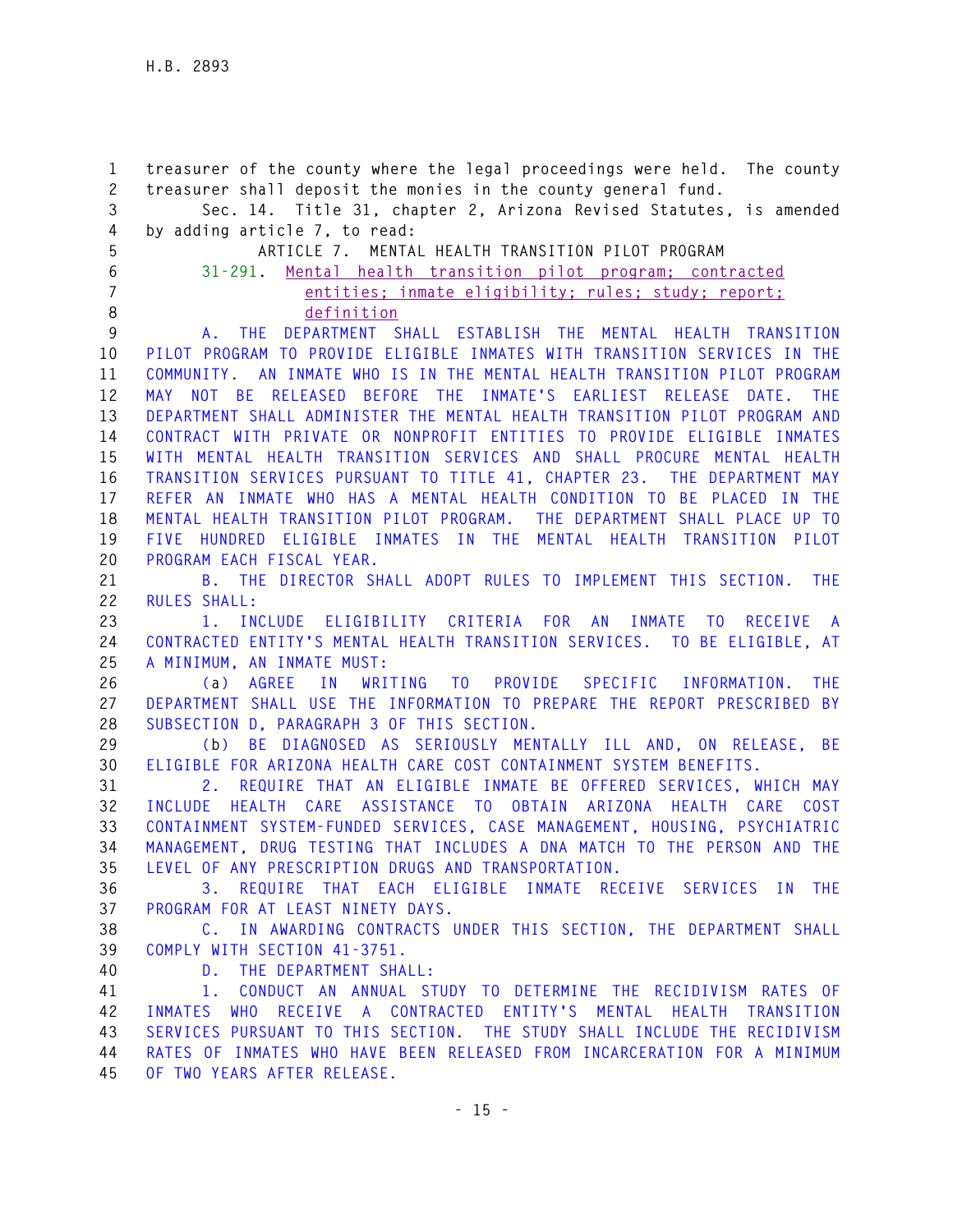treasurer of the county where the legal proceedings were held. The county treasurer shall deposit the monies in the county general fund.

Sec. 14. Title 31, chapter 2, Arizona Revised Statutes, is amended by adding article 7, to read:

ARTICLE 7. MENTAL HEALTH TRANSITION PILOT PROGRAM

31-291. Mental health transition pilot program; contracted entities; inmate eligibility; rules; study; report; definition

A. THE DEPARTMENT SHALL ESTABLISH THE MENTAL HEALTH TRANSITION PILOT PROGRAM TO PROVIDE ELIGIBLE INMATES WITH TRANSITION SERVICES IN THE COMMUNITY. AN INMATE WHO IS IN THE MENTAL HEALTH TRANSITION PILOT PROGRAM MAY NOT BE RELEASED BEFORE THE INMATE'S EARLIEST RELEASE DATE. THE DEPARTMENT SHALL ADMINISTER THE MENTAL HEALTH TRANSITION PILOT PROGRAM AND CONTRACT WITH PRIVATE OR NONPROFIT ENTITIES TO PROVIDE ELIGIBLE INMATES WITH MENTAL HEALTH TRANSITION SERVICES AND SHALL PROCURE MENTAL HEALTH TRANSITION SERVICES PURSUANT TO TITLE 41, CHAPTER 23. THE DEPARTMENT MAY REFER AN INMATE WHO HAS A MENTAL HEALTH CONDITION TO BE PLACED IN THE MENTAL HEALTH TRANSITION PILOT PROGRAM. THE DEPARTMENT SHALL PLACE UP TO FIVE HUNDRED ELIGIBLE INMATES IN THE MENTAL HEALTH TRANSITION PILOT PROGRAM EACH FISCAL YEAR.

B. THE DIRECTOR SHALL ADOPT RULES TO IMPLEMENT THIS SECTION. THE RULES SHALL:

1. INCLUDE ELIGIBILITY CRITERIA FOR AN INMATE TO RECEIVE A CONTRACTED ENTITY'S MENTAL HEALTH TRANSITION SERVICES. TO BE ELIGIBLE, AT A MINIMUM, AN INMATE MUST:

(a) AGREE IN WRITING TO PROVIDE SPECIFIC INFORMATION. THE DEPARTMENT SHALL USE THE INFORMATION TO PREPARE THE REPORT PRESCRIBED BY SUBSECTION D, PARAGRAPH 3 OF THIS SECTION.

(b) BE DIAGNOSED AS SERIOUSLY MENTALLY ILL AND, ON RELEASE, BE ELIGIBLE FOR ARIZONA HEALTH CARE COST CONTAINMENT SYSTEM BENEFITS.

2. REQUIRE THAT AN ELIGIBLE INMATE BE OFFERED SERVICES, WHICH MAY INCLUDE HEALTH CARE ASSISTANCE TO OBTAIN ARIZONA HEALTH CARE COST CONTAINMENT SYSTEM-FUNDED SERVICES, CASE MANAGEMENT, HOUSING, PSYCHIATRIC MANAGEMENT, DRUG TESTING THAT INCLUDES A DNA MATCH TO THE PERSON AND THE LEVEL OF ANY PRESCRIPTION DRUGS AND TRANSPORTATION.

3. REQUIRE THAT EACH ELIGIBLE INMATE RECEIVE SERVICES IN THE PROGRAM FOR AT LEAST NINETY DAYS.

C. IN AWARDING CONTRACTS UNDER THIS SECTION, THE DEPARTMENT SHALL COMPLY WITH SECTION 41-3751.

D. THE DEPARTMENT SHALL:

1. CONDUCT AN ANNUAL STUDY TO DETERMINE THE RECIDIVISM RATES OF INMATES WHO RECEIVE A CONTRACTED ENTITY'S MENTAL HEALTH TRANSITION SERVICES PURSUANT TO THIS SECTION. THE STUDY SHALL INCLUDE THE RECIDIVISM RATES OF INMATES WHO HAVE BEEN RELEASED FROM INCARCERATION FOR A MINIMUM OF TWO YEARS AFTER RELEASE.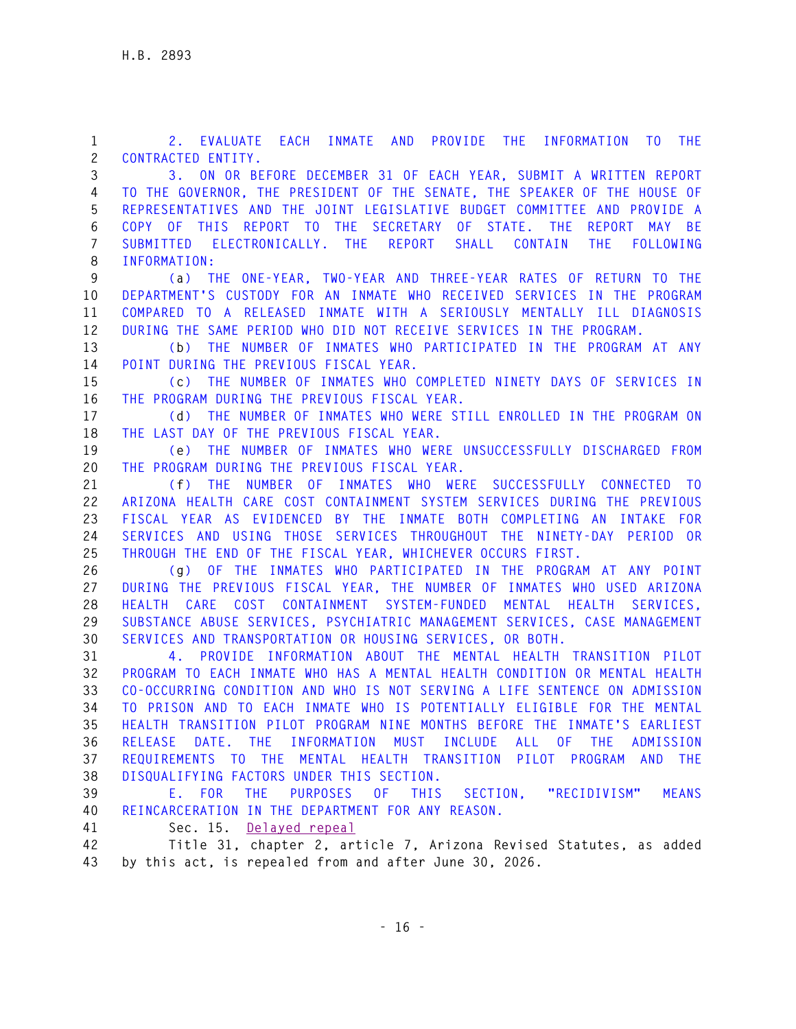2. EVALUATE EACH INMATE AND PROVIDE THE INFORMATION TO THE CONTRACTED ENTITY.

3. ON OR BEFORE DECEMBER 31 OF EACH YEAR, SUBMIT A WRITTEN REPORT TO THE GOVERNOR, THE PRESIDENT OF THE SENATE, THE SPEAKER OF THE HOUSE OF REPRESENTATIVES AND THE JOINT LEGISLATIVE BUDGET COMMITTEE AND PROVIDE A COPY OF THIS REPORT TO THE SECRETARY OF STATE. THE REPORT MAY BE SUBMITTED ELECTRONICALLY. THE REPORT SHALL CONTAIN THE FOLLOWING INFORMATION:

(a) THE ONE-YEAR, TWO-YEAR AND THREE-YEAR RATES OF RETURN TO THE DEPARTMENT'S CUSTODY FOR AN INMATE WHO RECEIVED SERVICES IN THE PROGRAM COMPARED TO A RELEASED INMATE WITH A SERIOUSLY MENTALLY ILL DIAGNOSIS DURING THE SAME PERIOD WHO DID NOT RECEIVE SERVICES IN THE PROGRAM.

(b) THE NUMBER OF INMATES WHO PARTICIPATED IN THE PROGRAM AT ANY POINT DURING THE PREVIOUS FISCAL YEAR.

(c) THE NUMBER OF INMATES WHO COMPLETED NINETY DAYS OF SERVICES IN THE PROGRAM DURING THE PREVIOUS FISCAL YEAR.

(d) THE NUMBER OF INMATES WHO WERE STILL ENROLLED IN THE PROGRAM ON THE LAST DAY OF THE PREVIOUS FISCAL YEAR.

(e) THE NUMBER OF INMATES WHO WERE UNSUCCESSFULLY DISCHARGED FROM THE PROGRAM DURING THE PREVIOUS FISCAL YEAR.

(f) THE NUMBER OF INMATES WHO WERE SUCCESSFULLY CONNECTED TO ARIZONA HEALTH CARE COST CONTAINMENT SYSTEM SERVICES DURING THE PREVIOUS FISCAL YEAR AS EVIDENCED BY THE INMATE BOTH COMPLETING AN INTAKE FOR SERVICES AND USING THOSE SERVICES THROUGHOUT THE NINETY-DAY PERIOD OR THROUGH THE END OF THE FISCAL YEAR, WHICHEVER OCCURS FIRST.

(g) OF THE INMATES WHO PARTICIPATED IN THE PROGRAM AT ANY POINT DURING THE PREVIOUS FISCAL YEAR, THE NUMBER OF INMATES WHO USED ARIZONA HEALTH CARE COST CONTAINMENT SYSTEM-FUNDED MENTAL HEALTH SERVICES, SUBSTANCE ABUSE SERVICES, PSYCHIATRIC MANAGEMENT SERVICES, CASE MANAGEMENT SERVICES AND TRANSPORTATION OR HOUSING SERVICES, OR BOTH.

4. PROVIDE INFORMATION ABOUT THE MENTAL HEALTH TRANSITION PILOT PROGRAM TO EACH INMATE WHO HAS A MENTAL HEALTH CONDITION OR MENTAL HEALTH CO-OCCURRING CONDITION AND WHO IS NOT SERVING A LIFE SENTENCE ON ADMISSION TO PRISON AND TO EACH INMATE WHO IS POTENTIALLY ELIGIBLE FOR THE MENTAL HEALTH TRANSITION PILOT PROGRAM NINE MONTHS BEFORE THE INMATE'S EARLIEST RELEASE DATE. THE INFORMATION MUST INCLUDE ALL OF THE ADMISSION REQUIREMENTS TO THE MENTAL HEALTH TRANSITION PILOT PROGRAM AND THE DISQUALIFYING FACTORS UNDER THIS SECTION.

E. FOR THE PURPOSES OF THIS SECTION, "RECIDIVISM" MEANS REINCARCERATION IN THE DEPARTMENT FOR ANY REASON.

Sec. 15. Delayed repeal

Title 31, chapter 2, article 7, Arizona Revised Statutes, as added by this act, is repealed from and after June 30, 2026.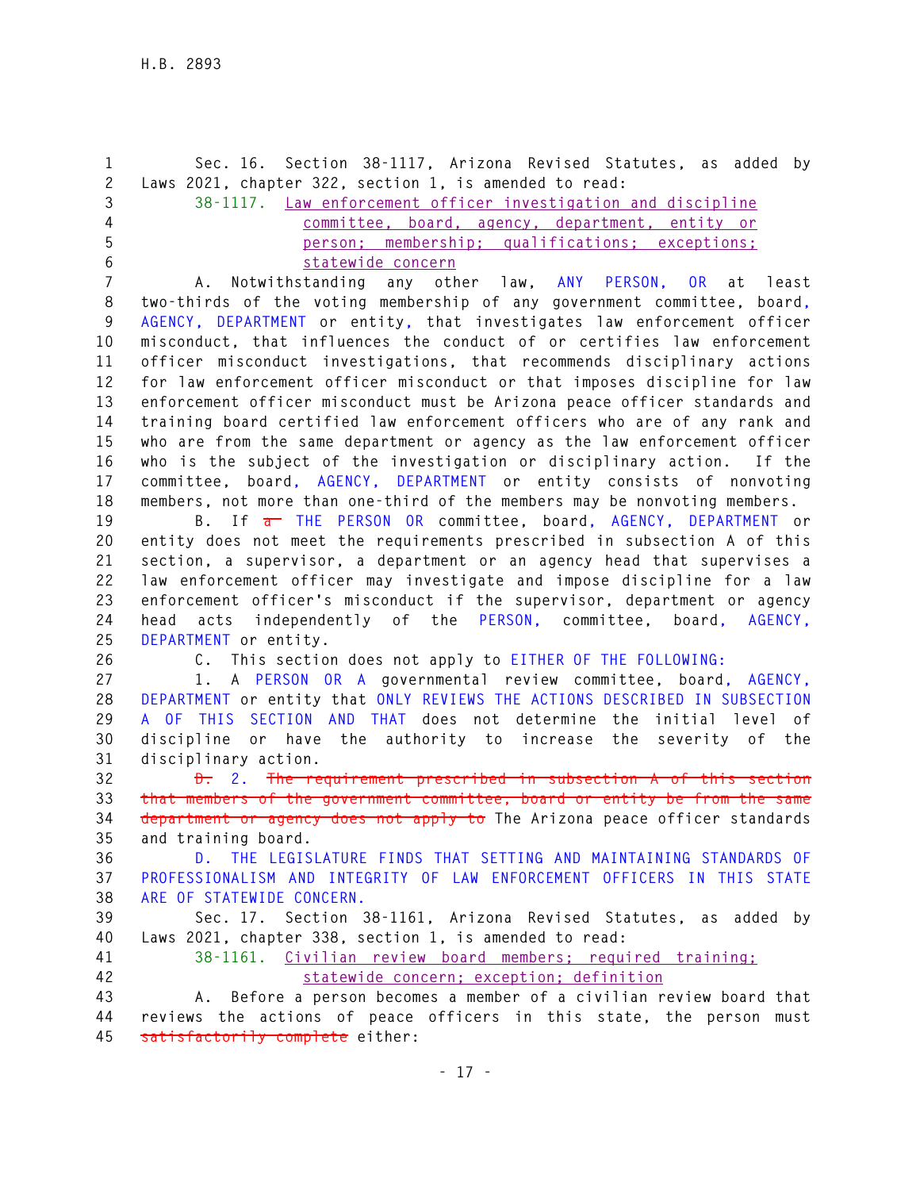Sec. 16. Section 38-1117, Arizona Revised Statutes, as added by Laws 2021, chapter 322, section 1, is amended to read:

38-1117. Law enforcement officer investigation and discipline committee, board, agency, department, entity or person; membership; qualifications; exceptions; statewide concern

A. Notwithstanding any other law, ANY PERSON, OR at least two-thirds of the voting membership of any government committee, board, AGENCY, DEPARTMENT or entity, that investigates law enforcement officer misconduct, that influences the conduct of or certifies law enforcement officer misconduct investigations, that recommends disciplinary actions for law enforcement officer misconduct or that imposes discipline for law enforcement officer misconduct must be Arizona peace officer standards and training board certified law enforcement officers who are of any rank and who are from the same department or agency as the law enforcement officer who is the subject of the investigation or disciplinary action. If the committee, board, AGENCY, DEPARTMENT or entity consists of nonvoting members, not more than one-third of the members may be nonvoting members.

B. If ~~a~~ THE PERSON OR committee, board, AGENCY, DEPARTMENT or entity does not meet the requirements prescribed in subsection A of this section, a supervisor, a department or an agency head that supervises a law enforcement officer may investigate and impose discipline for a law enforcement officer's misconduct if the supervisor, department or agency head acts independently of the PERSON, committee, board, AGENCY, DEPARTMENT or entity.

C. This section does not apply to EITHER OF THE FOLLOWING:

1. A PERSON OR A governmental review committee, board, AGENCY, DEPARTMENT or entity that ONLY REVIEWS THE ACTIONS DESCRIBED IN SUBSECTION A OF THIS SECTION AND THAT does not determine the initial level of discipline or have the authority to increase the severity of the disciplinary action.

~~D.~~ 2. ~~The requirement prescribed in subsection A of this section that members of the government committee, board or entity be from the same department or agency does not apply to~~ The Arizona peace officer standards and training board.

D. THE LEGISLATURE FINDS THAT SETTING AND MAINTAINING STANDARDS OF PROFESSIONALISM AND INTEGRITY OF LAW ENFORCEMENT OFFICERS IN THIS STATE ARE OF STATEWIDE CONCERN.

Sec. 17. Section 38-1161, Arizona Revised Statutes, as added by Laws 2021, chapter 338, section 1, is amended to read:

38-1161. Civilian review board members; required training; statewide concern; exception; definition

A. Before a person becomes a member of a civilian review board that reviews the actions of peace officers in this state, the person must ~~satisfactorily complete~~ either: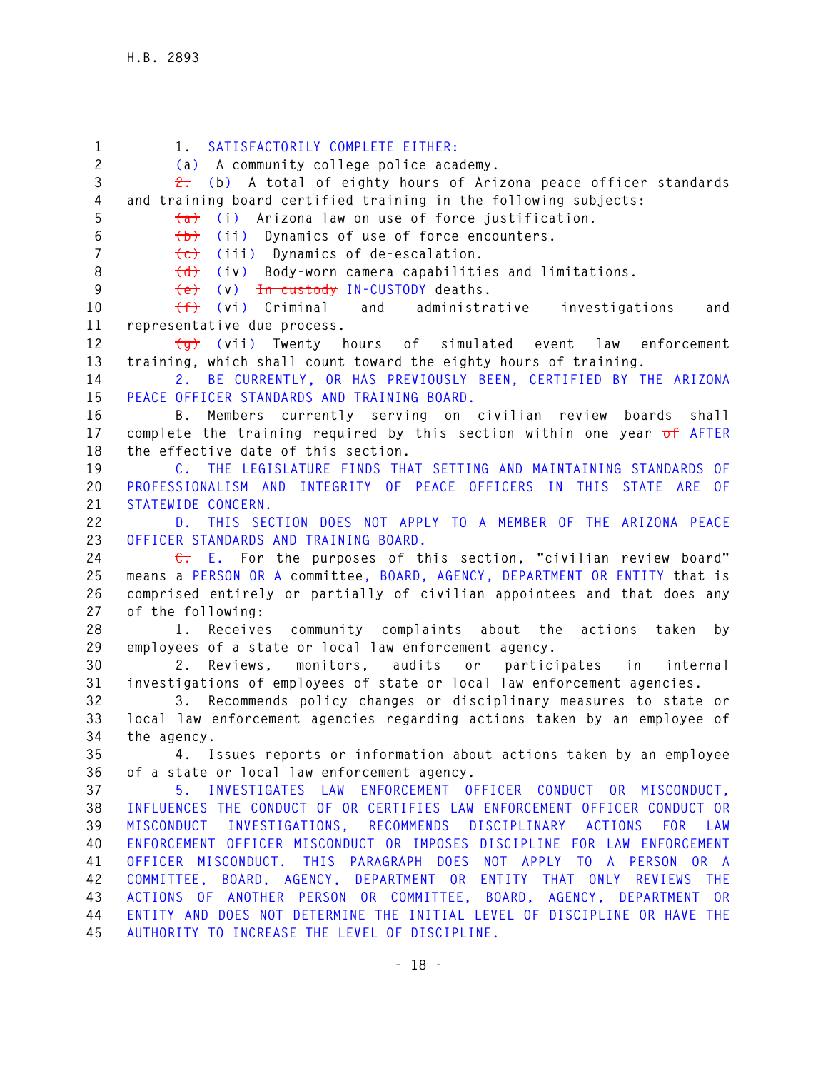1. SATISFACTORILY COMPLETE EITHER:

(a) A community college police academy.

~~2.~~ (b) A total of eighty hours of Arizona peace officer standards and training board certified training in the following subjects:

~~(a)~~ (i) Arizona law on use of force justification.

~~(b)~~ (ii) Dynamics of use of force encounters.

~~(c)~~ (iii) Dynamics of de-escalation.

~~(d)~~ (iv) Body-worn camera capabilities and limitations.

~~(e)~~ (v) ~~In custody~~ IN-CUSTODY deaths.

~~(f)~~ (vi) Criminal and administrative investigations and representative due process.

~~(g)~~ (vii) Twenty hours of simulated event law enforcement training, which shall count toward the eighty hours of training.

2. BE CURRENTLY, OR HAS PREVIOUSLY BEEN, CERTIFIED BY THE ARIZONA PEACE OFFICER STANDARDS AND TRAINING BOARD.

B. Members currently serving on civilian review boards shall complete the training required by this section within one year ~~of~~ AFTER the effective date of this section.

C. THE LEGISLATURE FINDS THAT SETTING AND MAINTAINING STANDARDS OF PROFESSIONALISM AND INTEGRITY OF PEACE OFFICERS IN THIS STATE ARE OF STATEWIDE CONCERN.

D. THIS SECTION DOES NOT APPLY TO A MEMBER OF THE ARIZONA PEACE OFFICER STANDARDS AND TRAINING BOARD.

~~C.~~ E. For the purposes of this section, "civilian review board" means a PERSON OR A committee, BOARD, AGENCY, DEPARTMENT OR ENTITY that is comprised entirely or partially of civilian appointees and that does any of the following:

1. Receives community complaints about the actions taken by employees of a state or local law enforcement agency.

2. Reviews, monitors, audits or participates in internal investigations of employees of state or local law enforcement agencies.

3. Recommends policy changes or disciplinary measures to state or local law enforcement agencies regarding actions taken by an employee of the agency.

4. Issues reports or information about actions taken by an employee of a state or local law enforcement agency.

5. INVESTIGATES LAW ENFORCEMENT OFFICER CONDUCT OR MISCONDUCT, INFLUENCES THE CONDUCT OF OR CERTIFIES LAW ENFORCEMENT OFFICER CONDUCT OR MISCONDUCT INVESTIGATIONS, RECOMMENDS DISCIPLINARY ACTIONS FOR LAW ENFORCEMENT OFFICER MISCONDUCT OR IMPOSES DISCIPLINE FOR LAW ENFORCEMENT OFFICER MISCONDUCT. THIS PARAGRAPH DOES NOT APPLY TO A PERSON OR A COMMITTEE, BOARD, AGENCY, DEPARTMENT OR ENTITY THAT ONLY REVIEWS THE ACTIONS OF ANOTHER PERSON OR COMMITTEE, BOARD, AGENCY, DEPARTMENT OR ENTITY AND DOES NOT DETERMINE THE INITIAL LEVEL OF DISCIPLINE OR HAVE THE AUTHORITY TO INCREASE THE LEVEL OF DISCIPLINE.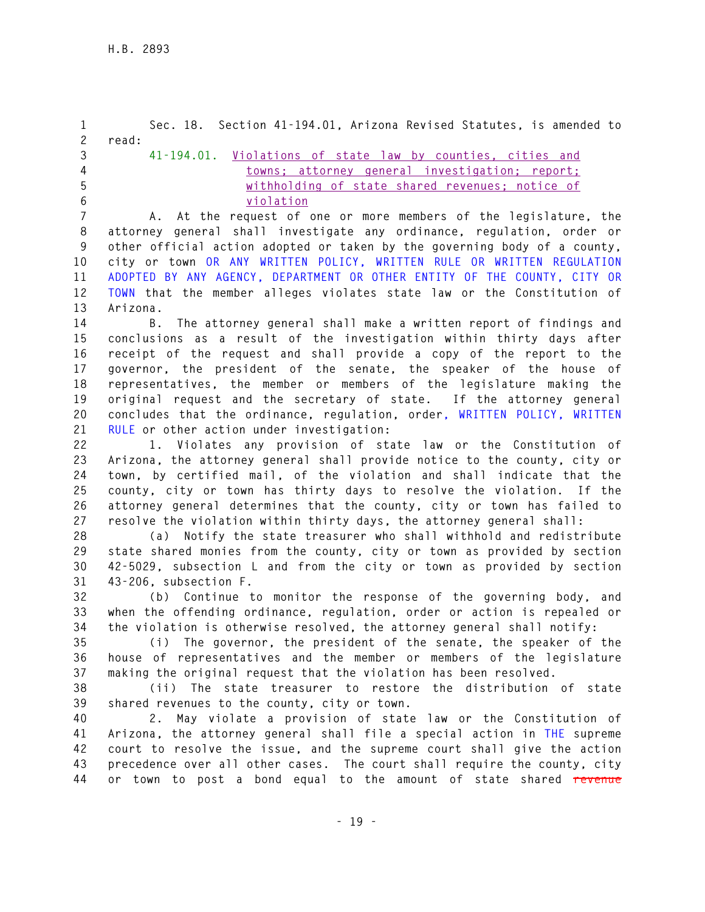Sec. 18. Section 41-194.01, Arizona Revised Statutes, is amended to read:

41-194.01. Violations of state law by counties, cities and towns; attorney general investigation; report; withholding of state shared revenues; notice of violation

A. At the request of one or more members of the legislature, the attorney general shall investigate any ordinance, regulation, order or other official action adopted or taken by the governing body of a county, city or town OR ANY WRITTEN POLICY, WRITTEN RULE OR WRITTEN REGULATION ADOPTED BY ANY AGENCY, DEPARTMENT OR OTHER ENTITY OF THE COUNTY, CITY OR TOWN that the member alleges violates state law or the Constitution of Arizona.

B. The attorney general shall make a written report of findings and conclusions as a result of the investigation within thirty days after receipt of the request and shall provide a copy of the report to the governor, the president of the senate, the speaker of the house of representatives, the member or members of the legislature making the original request and the secretary of state. If the attorney general concludes that the ordinance, regulation, order, WRITTEN POLICY, WRITTEN RULE or other action under investigation:

1. Violates any provision of state law or the Constitution of Arizona, the attorney general shall provide notice to the county, city or town, by certified mail, of the violation and shall indicate that the county, city or town has thirty days to resolve the violation. If the attorney general determines that the county, city or town has failed to resolve the violation within thirty days, the attorney general shall:

(a) Notify the state treasurer who shall withhold and redistribute state shared monies from the county, city or town as provided by section 42-5029, subsection L and from the city or town as provided by section 43-206, subsection F.

(b) Continue to monitor the response of the governing body, and when the offending ordinance, regulation, order or action is repealed or the violation is otherwise resolved, the attorney general shall notify:

(i) The governor, the president of the senate, the speaker of the house of representatives and the member or members of the legislature making the original request that the violation has been resolved.

(ii) The state treasurer to restore the distribution of state shared revenues to the county, city or town.

2. May violate a provision of state law or the Constitution of Arizona, the attorney general shall file a special action in THE supreme court to resolve the issue, and the supreme court shall give the action precedence over all other cases. The court shall require the county, city or town to post a bond equal to the amount of state shared ~~revenue~~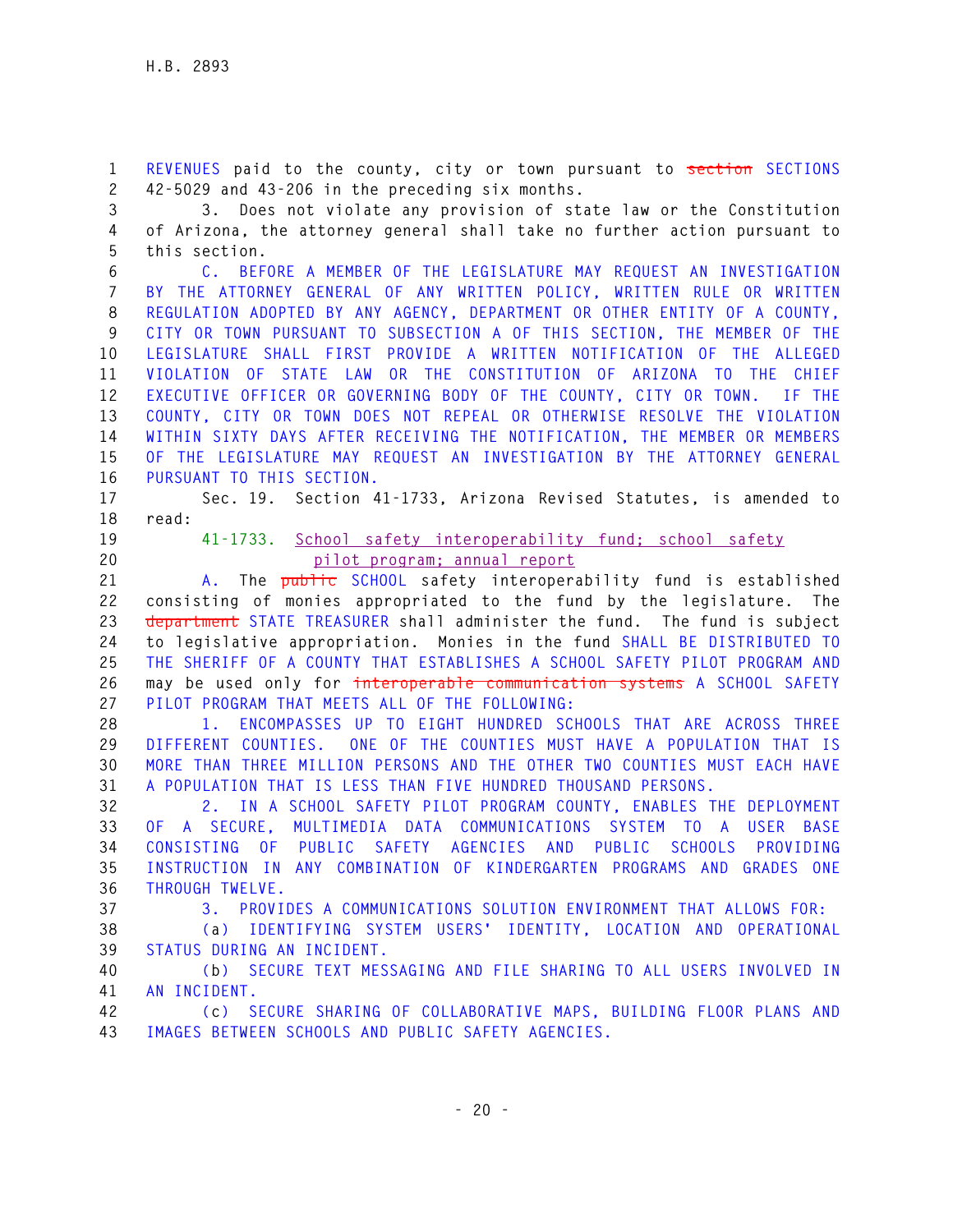REVENUES paid to the county, city or town pursuant to ~~section~~ SECTIONS 42-5029 and 43-206 in the preceding six months.

3. Does not violate any provision of state law or the Constitution of Arizona, the attorney general shall take no further action pursuant to this section.

C. BEFORE A MEMBER OF THE LEGISLATURE MAY REQUEST AN INVESTIGATION BY THE ATTORNEY GENERAL OF ANY WRITTEN POLICY, WRITTEN RULE OR WRITTEN REGULATION ADOPTED BY ANY AGENCY, DEPARTMENT OR OTHER ENTITY OF A COUNTY, CITY OR TOWN PURSUANT TO SUBSECTION A OF THIS SECTION, THE MEMBER OF THE LEGISLATURE SHALL FIRST PROVIDE A WRITTEN NOTIFICATION OF THE ALLEGED VIOLATION OF STATE LAW OR THE CONSTITUTION OF ARIZONA TO THE CHIEF EXECUTIVE OFFICER OR GOVERNING BODY OF THE COUNTY, CITY OR TOWN. IF THE COUNTY, CITY OR TOWN DOES NOT REPEAL OR OTHERWISE RESOLVE THE VIOLATION WITHIN SIXTY DAYS AFTER RECEIVING THE NOTIFICATION, THE MEMBER OR MEMBERS OF THE LEGISLATURE MAY REQUEST AN INVESTIGATION BY THE ATTORNEY GENERAL PURSUANT TO THIS SECTION.

Sec. 19. Section 41-1733, Arizona Revised Statutes, is amended to read:

41-1733. School safety interoperability fund; school safety pilot program; annual report

A. The ~~public~~ SCHOOL safety interoperability fund is established consisting of monies appropriated to the fund by the legislature. The ~~department~~ STATE TREASURER shall administer the fund. The fund is subject to legislative appropriation. Monies in the fund SHALL BE DISTRIBUTED TO THE SHERIFF OF A COUNTY THAT ESTABLISHES A SCHOOL SAFETY PILOT PROGRAM AND may be used only for ~~interoperable communication systems~~ A SCHOOL SAFETY PILOT PROGRAM THAT MEETS ALL OF THE FOLLOWING:

1. ENCOMPASSES UP TO EIGHT HUNDRED SCHOOLS THAT ARE ACROSS THREE DIFFERENT COUNTIES. ONE OF THE COUNTIES MUST HAVE A POPULATION THAT IS MORE THAN THREE MILLION PERSONS AND THE OTHER TWO COUNTIES MUST EACH HAVE A POPULATION THAT IS LESS THAN FIVE HUNDRED THOUSAND PERSONS.

2. IN A SCHOOL SAFETY PILOT PROGRAM COUNTY, ENABLES THE DEPLOYMENT OF A SECURE, MULTIMEDIA DATA COMMUNICATIONS SYSTEM TO A USER BASE CONSISTING OF PUBLIC SAFETY AGENCIES AND PUBLIC SCHOOLS PROVIDING INSTRUCTION IN ANY COMBINATION OF KINDERGARTEN PROGRAMS AND GRADES ONE THROUGH TWELVE.

3. PROVIDES A COMMUNICATIONS SOLUTION ENVIRONMENT THAT ALLOWS FOR:

(a) IDENTIFYING SYSTEM USERS' IDENTITY, LOCATION AND OPERATIONAL STATUS DURING AN INCIDENT.

(b) SECURE TEXT MESSAGING AND FILE SHARING TO ALL USERS INVOLVED IN AN INCIDENT.

(c) SECURE SHARING OF COLLABORATIVE MAPS, BUILDING FLOOR PLANS AND IMAGES BETWEEN SCHOOLS AND PUBLIC SAFETY AGENCIES.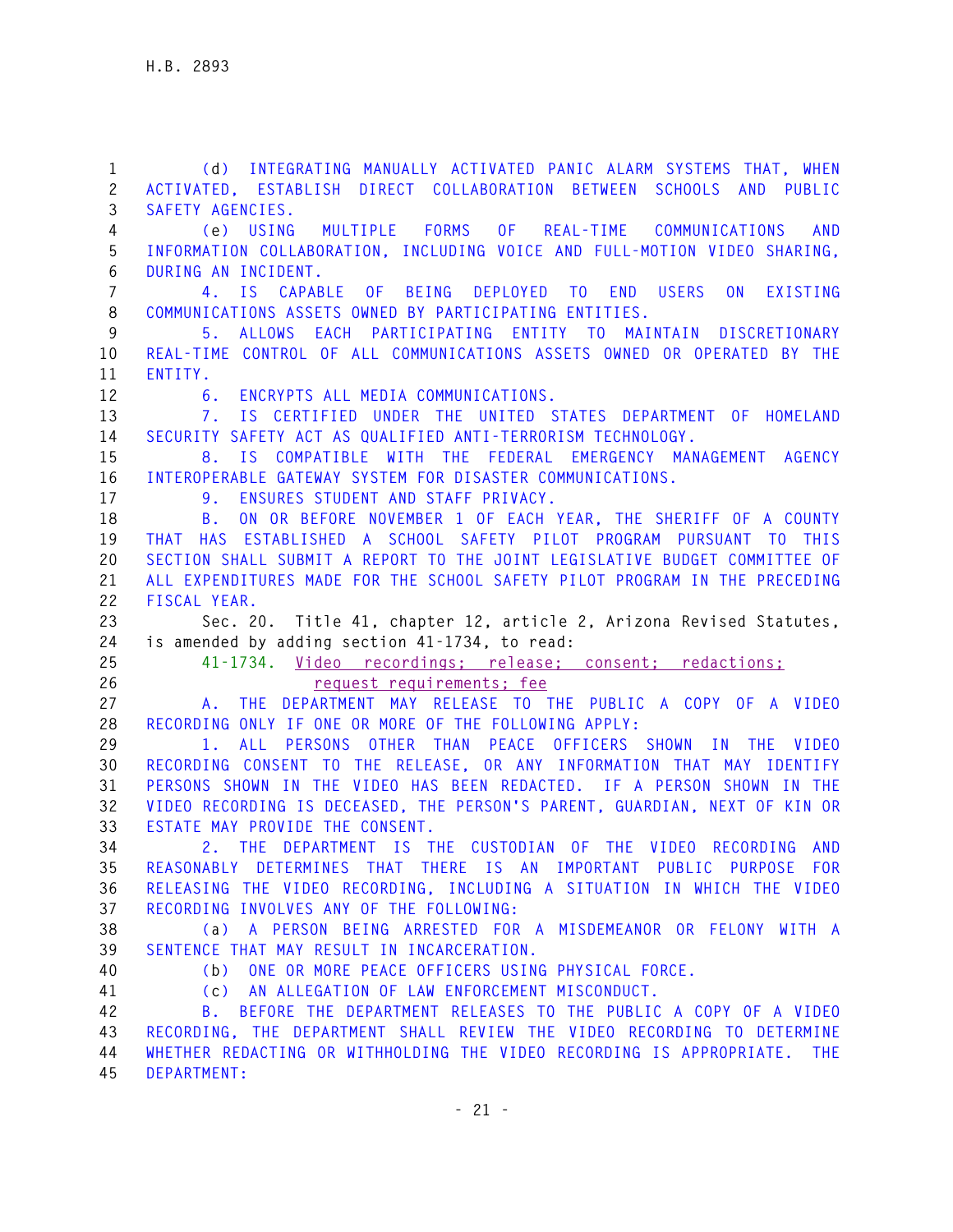(d) INTEGRATING MANUALLY ACTIVATED PANIC ALARM SYSTEMS THAT, WHEN ACTIVATED, ESTABLISH DIRECT COLLABORATION BETWEEN SCHOOLS AND PUBLIC SAFETY AGENCIES.

(e) USING MULTIPLE FORMS OF REAL-TIME COMMUNICATIONS AND INFORMATION COLLABORATION, INCLUDING VOICE AND FULL-MOTION VIDEO SHARING, DURING AN INCIDENT.

4. IS CAPABLE OF BEING DEPLOYED TO END USERS ON EXISTING COMMUNICATIONS ASSETS OWNED BY PARTICIPATING ENTITIES.

5. ALLOWS EACH PARTICIPATING ENTITY TO MAINTAIN DISCRETIONARY REAL-TIME CONTROL OF ALL COMMUNICATIONS ASSETS OWNED OR OPERATED BY THE ENTITY.

6. ENCRYPTS ALL MEDIA COMMUNICATIONS.

7. IS CERTIFIED UNDER THE UNITED STATES DEPARTMENT OF HOMELAND SECURITY SAFETY ACT AS QUALIFIED ANTI-TERRORISM TECHNOLOGY.

8. IS COMPATIBLE WITH THE FEDERAL EMERGENCY MANAGEMENT AGENCY INTEROPERABLE GATEWAY SYSTEM FOR DISASTER COMMUNICATIONS.

9. ENSURES STUDENT AND STAFF PRIVACY.

B. ON OR BEFORE NOVEMBER 1 OF EACH YEAR, THE SHERIFF OF A COUNTY THAT HAS ESTABLISHED A SCHOOL SAFETY PILOT PROGRAM PURSUANT TO THIS SECTION SHALL SUBMIT A REPORT TO THE JOINT LEGISLATIVE BUDGET COMMITTEE OF ALL EXPENDITURES MADE FOR THE SCHOOL SAFETY PILOT PROGRAM IN THE PRECEDING FISCAL YEAR.

Sec. 20. Title 41, chapter 12, article 2, Arizona Revised Statutes, is amended by adding section 41-1734, to read:

41-1734. Video recordings; release; consent; redactions; request requirements; fee

A. THE DEPARTMENT MAY RELEASE TO THE PUBLIC A COPY OF A VIDEO RECORDING ONLY IF ONE OR MORE OF THE FOLLOWING APPLY:

1. ALL PERSONS OTHER THAN PEACE OFFICERS SHOWN IN THE VIDEO RECORDING CONSENT TO THE RELEASE, OR ANY INFORMATION THAT MAY IDENTIFY PERSONS SHOWN IN THE VIDEO HAS BEEN REDACTED. IF A PERSON SHOWN IN THE VIDEO RECORDING IS DECEASED, THE PERSON'S PARENT, GUARDIAN, NEXT OF KIN OR ESTATE MAY PROVIDE THE CONSENT.

2. THE DEPARTMENT IS THE CUSTODIAN OF THE VIDEO RECORDING AND REASONABLY DETERMINES THAT THERE IS AN IMPORTANT PUBLIC PURPOSE FOR RELEASING THE VIDEO RECORDING, INCLUDING A SITUATION IN WHICH THE VIDEO RECORDING INVOLVES ANY OF THE FOLLOWING:

(a) A PERSON BEING ARRESTED FOR A MISDEMEANOR OR FELONY WITH A SENTENCE THAT MAY RESULT IN INCARCERATION.

(b) ONE OR MORE PEACE OFFICERS USING PHYSICAL FORCE.

(c) AN ALLEGATION OF LAW ENFORCEMENT MISCONDUCT.

B. BEFORE THE DEPARTMENT RELEASES TO THE PUBLIC A COPY OF A VIDEO RECORDING, THE DEPARTMENT SHALL REVIEW THE VIDEO RECORDING TO DETERMINE WHETHER REDACTING OR WITHHOLDING THE VIDEO RECORDING IS APPROPRIATE. THE DEPARTMENT: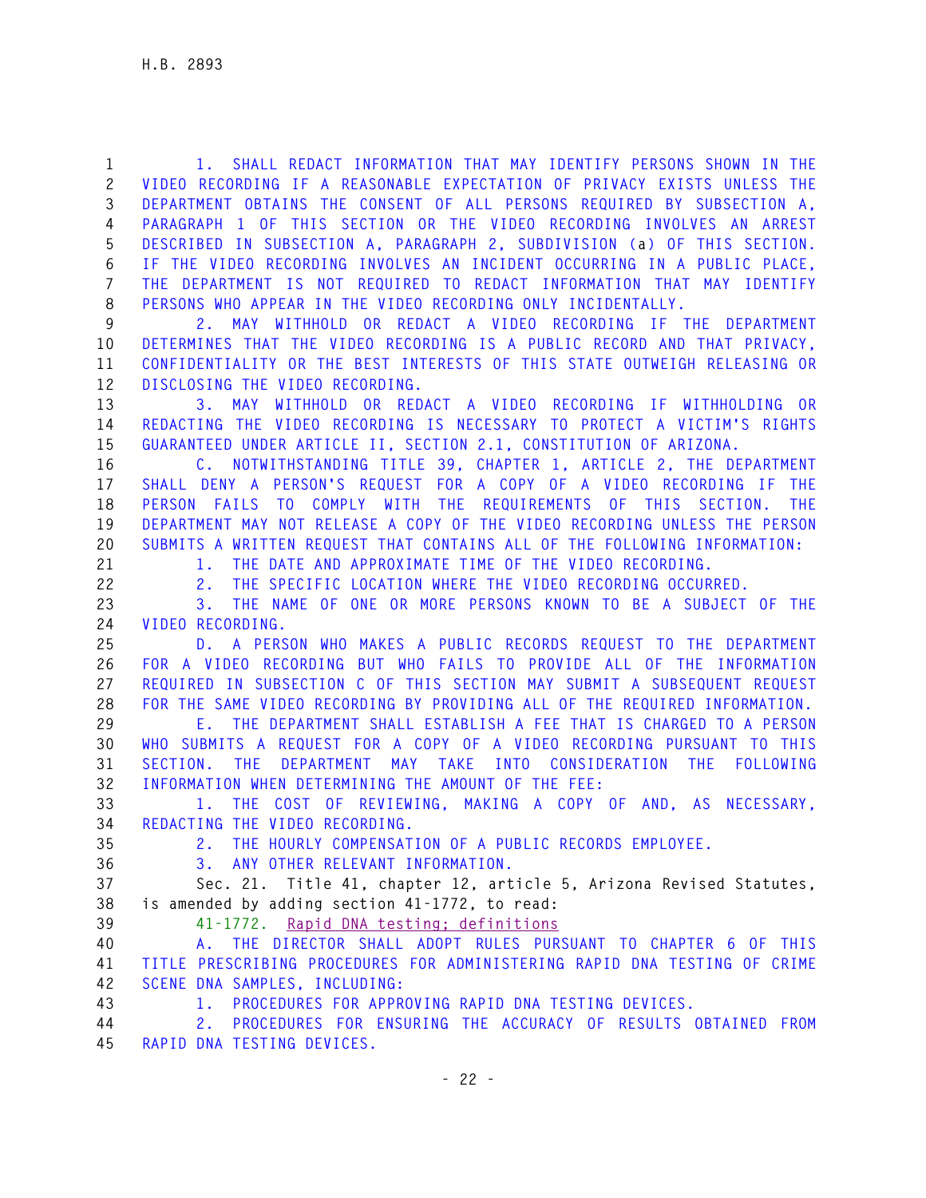1. SHALL REDACT INFORMATION THAT MAY IDENTIFY PERSONS SHOWN IN THE VIDEO RECORDING IF A REASONABLE EXPECTATION OF PRIVACY EXISTS UNLESS THE DEPARTMENT OBTAINS THE CONSENT OF ALL PERSONS REQUIRED BY SUBSECTION A, PARAGRAPH 1 OF THIS SECTION OR THE VIDEO RECORDING INVOLVES AN ARREST DESCRIBED IN SUBSECTION A, PARAGRAPH 2, SUBDIVISION (a) OF THIS SECTION. IF THE VIDEO RECORDING INVOLVES AN INCIDENT OCCURRING IN A PUBLIC PLACE, THE DEPARTMENT IS NOT REQUIRED TO REDACT INFORMATION THAT MAY IDENTIFY PERSONS WHO APPEAR IN THE VIDEO RECORDING ONLY INCIDENTALLY.

2. MAY WITHHOLD OR REDACT A VIDEO RECORDING IF THE DEPARTMENT DETERMINES THAT THE VIDEO RECORDING IS A PUBLIC RECORD AND THAT PRIVACY, CONFIDENTIALITY OR THE BEST INTERESTS OF THIS STATE OUTWEIGH RELEASING OR DISCLOSING THE VIDEO RECORDING.

3. MAY WITHHOLD OR REDACT A VIDEO RECORDING IF WITHHOLDING OR REDACTING THE VIDEO RECORDING IS NECESSARY TO PROTECT A VICTIM'S RIGHTS GUARANTEED UNDER ARTICLE II, SECTION 2.1, CONSTITUTION OF ARIZONA.

C. NOTWITHSTANDING TITLE 39, CHAPTER 1, ARTICLE 2, THE DEPARTMENT SHALL DENY A PERSON'S REQUEST FOR A COPY OF A VIDEO RECORDING IF THE PERSON FAILS TO COMPLY WITH THE REQUIREMENTS OF THIS SECTION. THE DEPARTMENT MAY NOT RELEASE A COPY OF THE VIDEO RECORDING UNLESS THE PERSON SUBMITS A WRITTEN REQUEST THAT CONTAINS ALL OF THE FOLLOWING INFORMATION:

1. THE DATE AND APPROXIMATE TIME OF THE VIDEO RECORDING.

2. THE SPECIFIC LOCATION WHERE THE VIDEO RECORDING OCCURRED.

3. THE NAME OF ONE OR MORE PERSONS KNOWN TO BE A SUBJECT OF THE VIDEO RECORDING.

D. A PERSON WHO MAKES A PUBLIC RECORDS REQUEST TO THE DEPARTMENT FOR A VIDEO RECORDING BUT WHO FAILS TO PROVIDE ALL OF THE INFORMATION REQUIRED IN SUBSECTION C OF THIS SECTION MAY SUBMIT A SUBSEQUENT REQUEST FOR THE SAME VIDEO RECORDING BY PROVIDING ALL OF THE REQUIRED INFORMATION.

E. THE DEPARTMENT SHALL ESTABLISH A FEE THAT IS CHARGED TO A PERSON WHO SUBMITS A REQUEST FOR A COPY OF A VIDEO RECORDING PURSUANT TO THIS SECTION. THE DEPARTMENT MAY TAKE INTO CONSIDERATION THE FOLLOWING INFORMATION WHEN DETERMINING THE AMOUNT OF THE FEE:

1. THE COST OF REVIEWING, MAKING A COPY OF AND, AS NECESSARY, REDACTING THE VIDEO RECORDING.

2. THE HOURLY COMPENSATION OF A PUBLIC RECORDS EMPLOYEE.

3. ANY OTHER RELEVANT INFORMATION.

Sec. 21. Title 41, chapter 12, article 5, Arizona Revised Statutes, is amended by adding section 41-1772, to read:

41-1772. Rapid DNA testing; definitions

A. THE DIRECTOR SHALL ADOPT RULES PURSUANT TO CHAPTER 6 OF THIS TITLE PRESCRIBING PROCEDURES FOR ADMINISTERING RAPID DNA TESTING OF CRIME SCENE DNA SAMPLES, INCLUDING:

1. PROCEDURES FOR APPROVING RAPID DNA TESTING DEVICES.

2. PROCEDURES FOR ENSURING THE ACCURACY OF RESULTS OBTAINED FROM RAPID DNA TESTING DEVICES.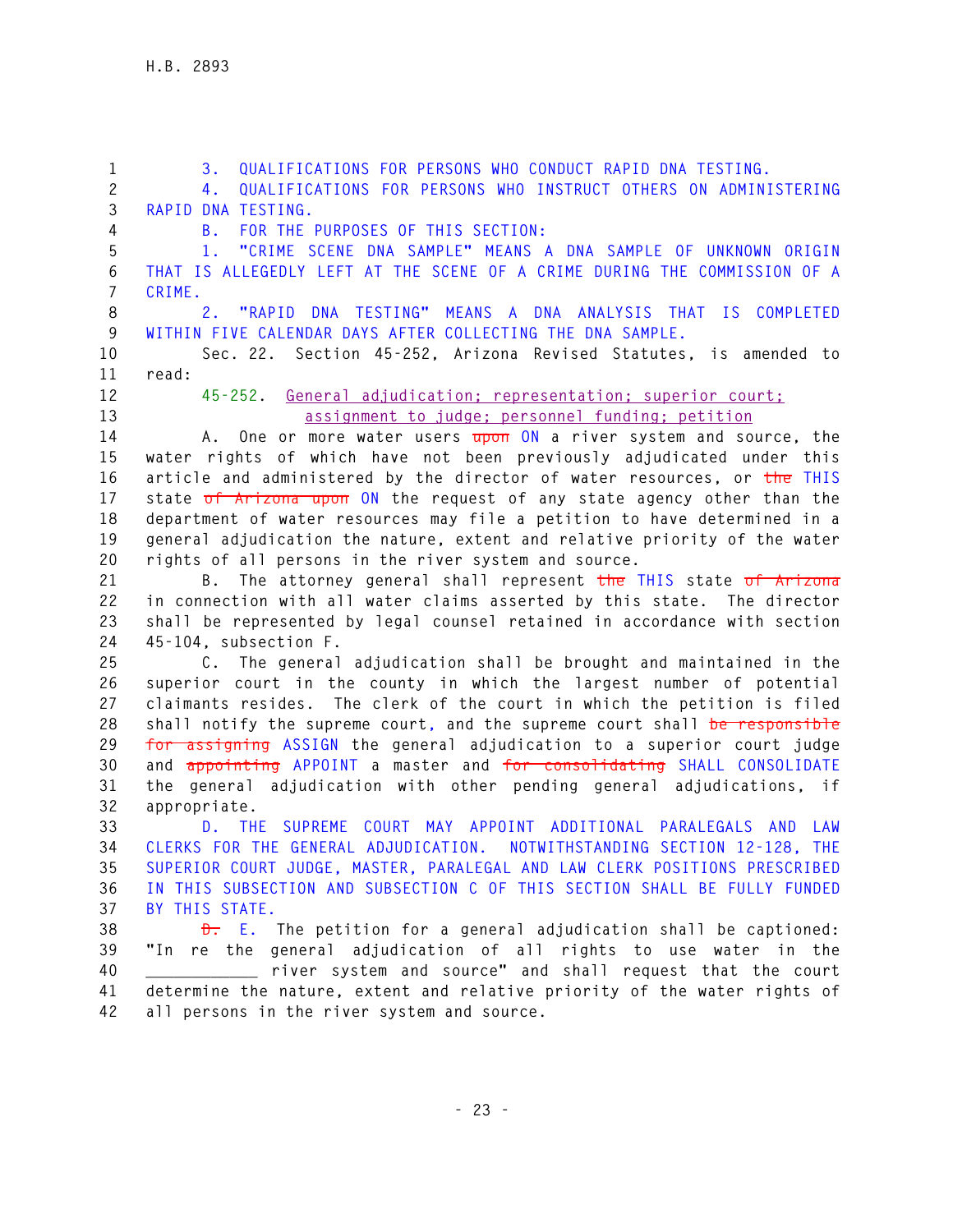3. QUALIFICATIONS FOR PERSONS WHO CONDUCT RAPID DNA TESTING.

4. QUALIFICATIONS FOR PERSONS WHO INSTRUCT OTHERS ON ADMINISTERING RAPID DNA TESTING.

B. FOR THE PURPOSES OF THIS SECTION:

1. "CRIME SCENE DNA SAMPLE" MEANS A DNA SAMPLE OF UNKNOWN ORIGIN THAT IS ALLEGEDLY LEFT AT THE SCENE OF A CRIME DURING THE COMMISSION OF A CRIME.

2. "RAPID DNA TESTING" MEANS A DNA ANALYSIS THAT IS COMPLETED WITHIN FIVE CALENDAR DAYS AFTER COLLECTING THE DNA SAMPLE.

Sec. 22. Section 45-252, Arizona Revised Statutes, is amended to read:

45-252. General adjudication; representation; superior court; assignment to judge; personnel funding; petition

A. One or more water users ~~upon~~ ON a river system and source, the water rights of which have not been previously adjudicated under this article and administered by the director of water resources, or ~~the~~ THIS state ~~of Arizona upon~~ ON the request of any state agency other than the department of water resources may file a petition to have determined in a general adjudication the nature, extent and relative priority of the water rights of all persons in the river system and source.

B. The attorney general shall represent ~~the~~ THIS state ~~of Arizona~~ in connection with all water claims asserted by this state. The director shall be represented by legal counsel retained in accordance with section 45-104, subsection F.

C. The general adjudication shall be brought and maintained in the superior court in the county in which the largest number of potential claimants resides. The clerk of the court in which the petition is filed shall notify the supreme court, and the supreme court shall ~~be responsible for assigning~~ ASSIGN the general adjudication to a superior court judge and ~~appointing~~ APPOINT a master and ~~for consolidating~~ SHALL CONSOLIDATE the general adjudication with other pending general adjudications, if appropriate.

D. THE SUPREME COURT MAY APPOINT ADDITIONAL PARALEGALS AND LAW CLERKS FOR THE GENERAL ADJUDICATION. NOTWITHSTANDING SECTION 12-128, THE SUPERIOR COURT JUDGE, MASTER, PARALEGAL AND LAW CLERK POSITIONS PRESCRIBED IN THIS SUBSECTION AND SUBSECTION C OF THIS SECTION SHALL BE FULLY FUNDED BY THIS STATE.

~~D.~~ E. The petition for a general adjudication shall be captioned: "In re the general adjudication of all rights to use water in the ____________ river system and source" and shall request that the court determine the nature, extent and relative priority of the water rights of all persons in the river system and source.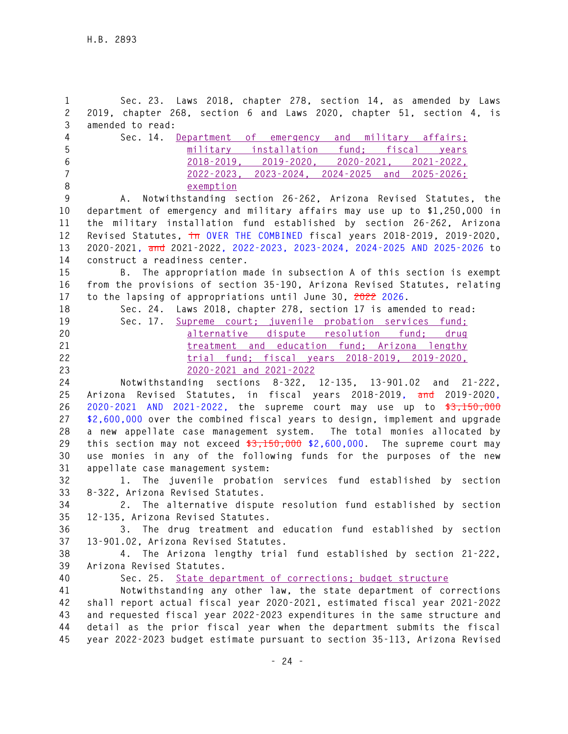Sec. 23. Laws 2018, chapter 278, section 14, as amended by Laws 2019, chapter 268, section 6 and Laws 2020, chapter 51, section 4, is amended to read:

Sec. 14. Department of emergency and military affairs; military installation fund; fiscal years 2018-2019, 2019-2020, 2020-2021, 2021-2022, 2022-2023, 2023-2024, 2024-2025 and 2025-2026; exemption

A. Notwithstanding section 26-262, Arizona Revised Statutes, the department of emergency and military affairs may use up to $1,250,000 in the military installation fund established by section 26-262, Arizona Revised Statutes, ~~in~~ OVER THE COMBINED fiscal years 2018-2019, 2019-2020, 2020-2021, ~~and~~ 2021-2022, 2022-2023, 2023-2024, 2024-2025 AND 2025-2026 to construct a readiness center.

B. The appropriation made in subsection A of this section is exempt from the provisions of section 35-190, Arizona Revised Statutes, relating to the lapsing of appropriations until June 30, ~~2022~~ 2026.

Sec. 24. Laws 2018, chapter 278, section 17 is amended to read:

Sec. 17. Supreme court; juvenile probation services fund; alternative dispute resolution fund; drug treatment and education fund; Arizona lengthy trial fund; fiscal years 2018-2019, 2019-2020, 2020-2021 and 2021-2022

Notwithstanding sections 8-322, 12-135, 13-901.02 and 21-222, Arizona Revised Statutes, in fiscal years 2018-2019, ~~and~~ 2019-2020, 2020-2021 AND 2021-2022, the supreme court may use up to ~~$3,150,000~~ $2,600,000 over the combined fiscal years to design, implement and upgrade a new appellate case management system. The total monies allocated by this section may not exceed ~~$3,150,000~~ $2,600,000. The supreme court may use monies in any of the following funds for the purposes of the new appellate case management system:

1. The juvenile probation services fund established by section 8-322, Arizona Revised Statutes.
2. The alternative dispute resolution fund established by section 12-135, Arizona Revised Statutes.
3. The drug treatment and education fund established by section 13-901.02, Arizona Revised Statutes.
4. The Arizona lengthy trial fund established by section 21-222, Arizona Revised Statutes.

Sec. 25. State department of corrections; budget structure

Notwithstanding any other law, the state department of corrections shall report actual fiscal year 2020-2021, estimated fiscal year 2021-2022 and requested fiscal year 2022-2023 expenditures in the same structure and detail as the prior fiscal year when the department submits the fiscal year 2022-2023 budget estimate pursuant to section 35-113, Arizona Revised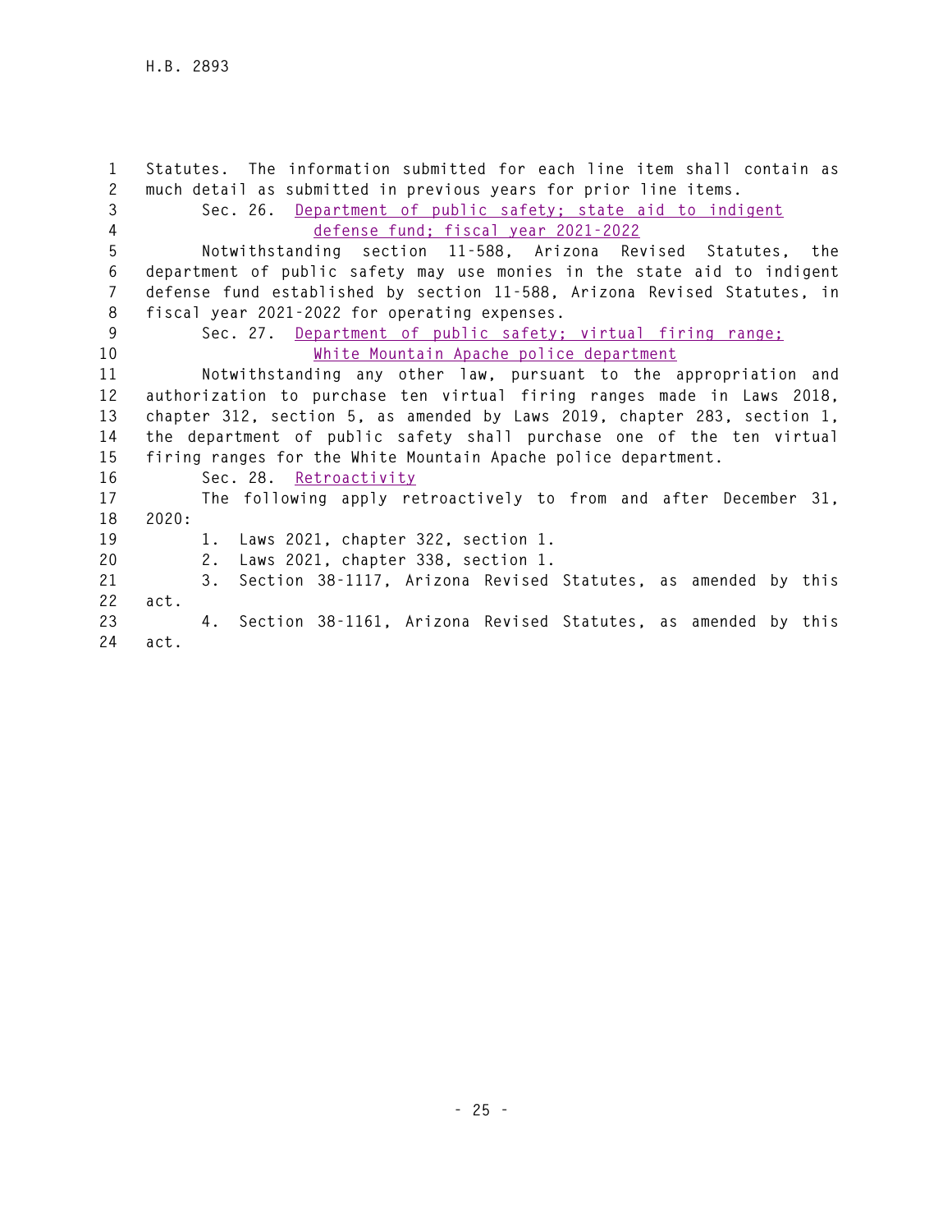Statutes. The information submitted for each line item shall contain as much detail as submitted in previous years for prior line items.

Sec. 26. Department of public safety; state aid to indigent defense fund; fiscal year 2021-2022

Notwithstanding section 11-588, Arizona Revised Statutes, the department of public safety may use monies in the state aid to indigent defense fund established by section 11-588, Arizona Revised Statutes, in fiscal year 2021-2022 for operating expenses.

Sec. 27. Department of public safety; virtual firing range; White Mountain Apache police department

Notwithstanding any other law, pursuant to the appropriation and authorization to purchase ten virtual firing ranges made in Laws 2018, chapter 312, section 5, as amended by Laws 2019, chapter 283, section 1, the department of public safety shall purchase one of the ten virtual firing ranges for the White Mountain Apache police department.

Sec. 28. Retroactivity

The following apply retroactively to from and after December 31, 2020:

1. Laws 2021, chapter 322, section 1.
2. Laws 2021, chapter 338, section 1.
3. Section 38-1117, Arizona Revised Statutes, as amended by this act.
4. Section 38-1161, Arizona Revised Statutes, as amended by this act.